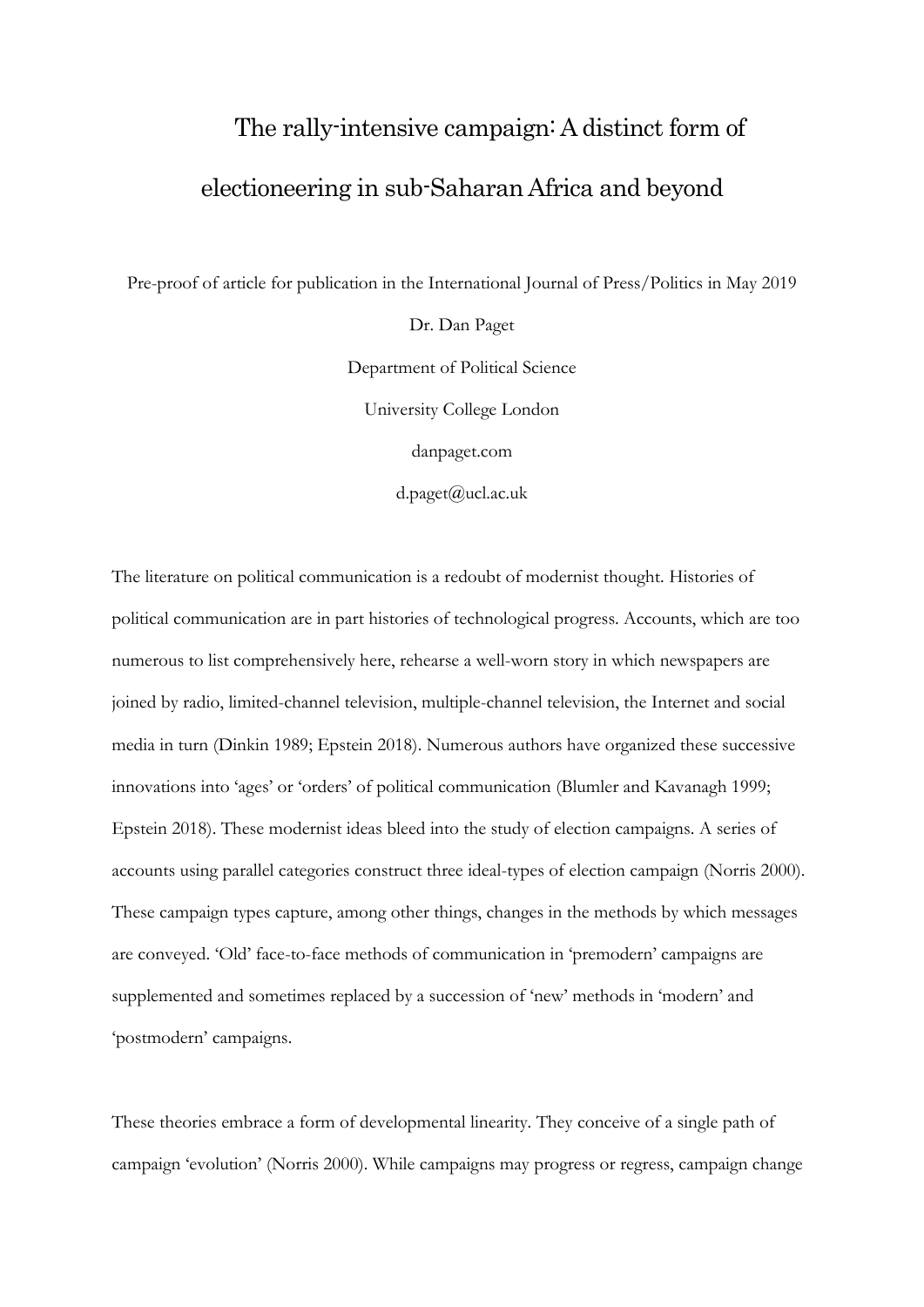# The rally-intensive campaign: A distinct form of electioneering in sub-Saharan Africa and beyond

Pre-proof of article for publication in the International Journal of Press/Politics in May 2019

Dr. Dan Paget

Department of Political Science

University College London

danpaget.com

d.paget@ucl.ac.uk

The literature on political communication is a redoubt of modernist thought. Histories of political communication are in part histories of technological progress. Accounts, which are too numerous to list comprehensively here, rehearse a well-worn story in which newspapers are joined by radio, limited-channel television, multiple-channel television, the Internet and social media in turn (Dinkin 1989; Epstein 2018). Numerous authors have organized these successive innovations into 'ages' or 'orders' of political communication (Blumler and Kavanagh 1999; Epstein 2018). These modernist ideas bleed into the study of election campaigns. A series of accounts using parallel categories construct three ideal-types of election campaign (Norris 2000). These campaign types capture, among other things, changes in the methods by which messages are conveyed. 'Old' face-to-face methods of communication in 'premodern' campaigns are supplemented and sometimes replaced by a succession of 'new' methods in 'modern' and 'postmodern' campaigns.

These theories embrace a form of developmental linearity. They conceive of a single path of campaign 'evolution' (Norris 2000). While campaigns may progress or regress, campaign change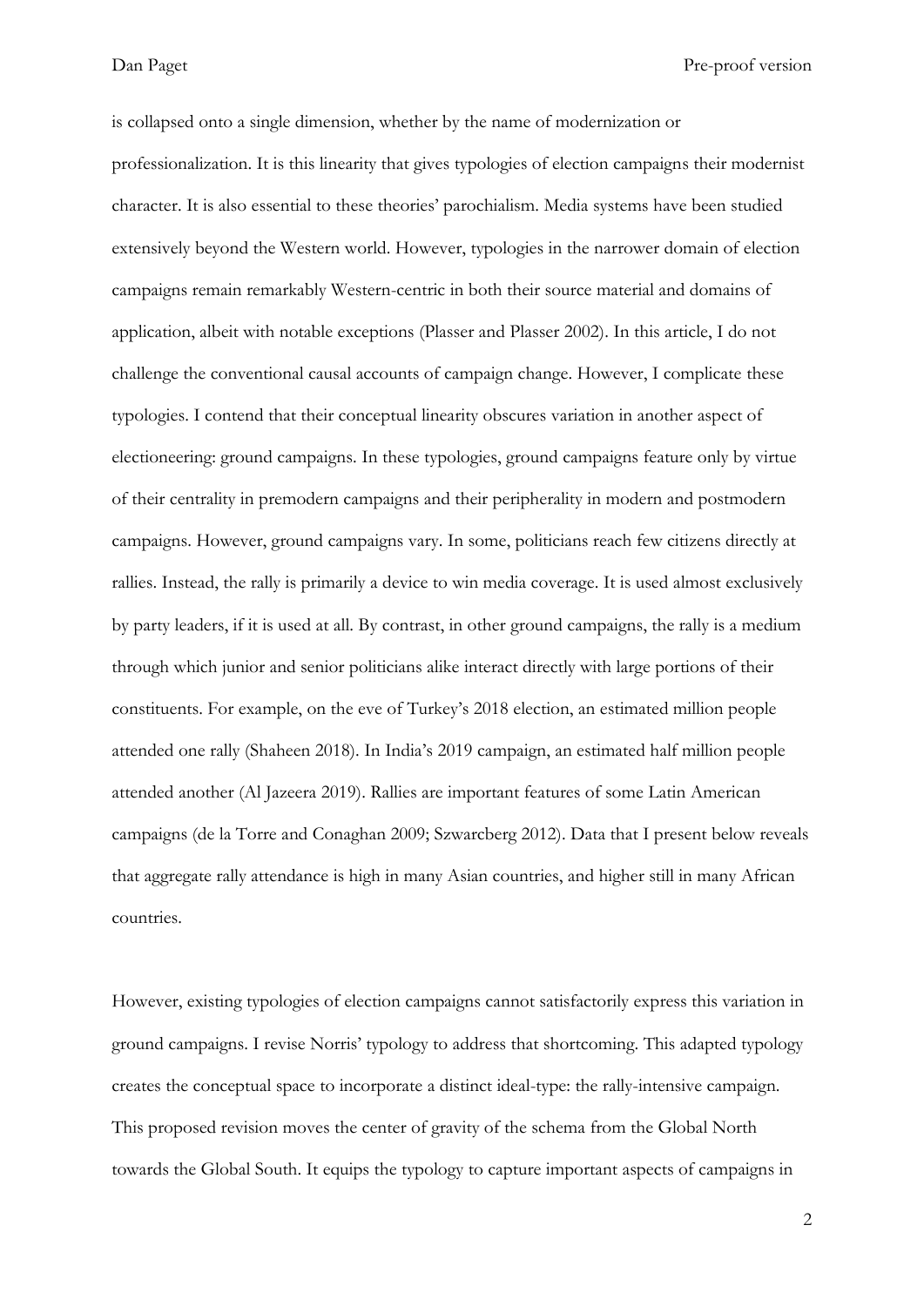is collapsed onto a single dimension, whether by the name of modernization or professionalization. It is this linearity that gives typologies of election campaigns their modernist character. It is also essential to these theories' parochialism. Media systems have been studied extensively beyond the Western world. However, typologies in the narrower domain of election campaigns remain remarkably Western-centric in both their source material and domains of application, albeit with notable exceptions (Plasser and Plasser 2002). In this article, I do not challenge the conventional causal accounts of campaign change. However, I complicate these typologies. I contend that their conceptual linearity obscures variation in another aspect of electioneering: ground campaigns. In these typologies, ground campaigns feature only by virtue of their centrality in premodern campaigns and their peripherality in modern and postmodern campaigns. However, ground campaigns vary. In some, politicians reach few citizens directly at rallies. Instead, the rally is primarily a device to win media coverage. It is used almost exclusively by party leaders, if it is used at all. By contrast, in other ground campaigns, the rally is a medium through which junior and senior politicians alike interact directly with large portions of their constituents. For example, on the eve of Turkey's 2018 election, an estimated million people attended one rally (Shaheen 2018). In India's 2019 campaign, an estimated half million people attended another (Al Jazeera 2019). Rallies are important features of some Latin American campaigns (de la Torre and Conaghan 2009; Szwarcberg 2012). Data that I present below reveals that aggregate rally attendance is high in many Asian countries, and higher still in many African countries.

However, existing typologies of election campaigns cannot satisfactorily express this variation in ground campaigns. I revise Norris' typology to address that shortcoming. This adapted typology creates the conceptual space to incorporate a distinct ideal-type: the rally-intensive campaign. This proposed revision moves the center of gravity of the schema from the Global North towards the Global South. It equips the typology to capture important aspects of campaigns in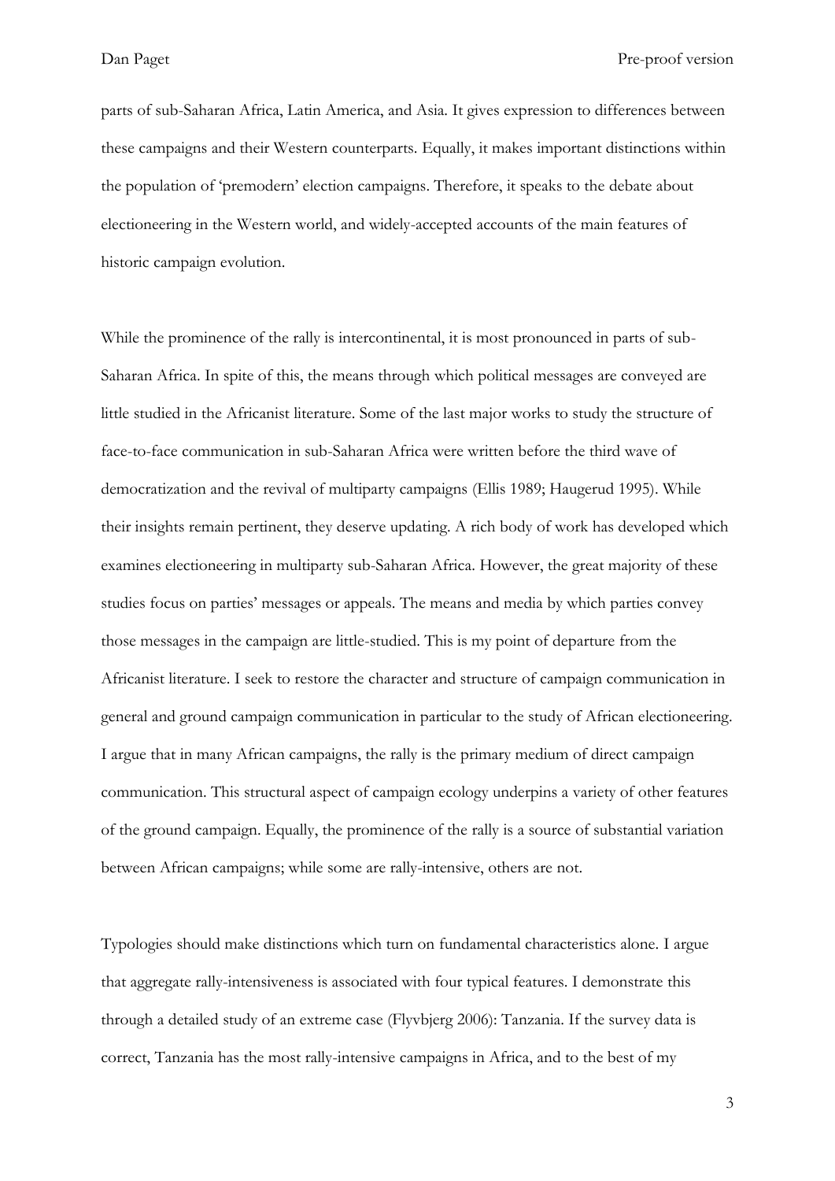parts of sub-Saharan Africa, Latin America, and Asia. It gives expression to differences between these campaigns and their Western counterparts. Equally, it makes important distinctions within the population of 'premodern' election campaigns. Therefore, it speaks to the debate about electioneering in the Western world, and widely-accepted accounts of the main features of historic campaign evolution.

While the prominence of the rally is intercontinental, it is most pronounced in parts of sub-Saharan Africa. In spite of this, the means through which political messages are conveyed are little studied in the Africanist literature. Some of the last major works to study the structure of face-to-face communication in sub-Saharan Africa were written before the third wave of democratization and the revival of multiparty campaigns (Ellis 1989; Haugerud 1995). While their insights remain pertinent, they deserve updating. A rich body of work has developed which examines electioneering in multiparty sub-Saharan Africa. However, the great majority of these studies focus on parties' messages or appeals. The means and media by which parties convey those messages in the campaign are little-studied. This is my point of departure from the Africanist literature. I seek to restore the character and structure of campaign communication in general and ground campaign communication in particular to the study of African electioneering. I argue that in many African campaigns, the rally is the primary medium of direct campaign communication. This structural aspect of campaign ecology underpins a variety of other features of the ground campaign. Equally, the prominence of the rally is a source of substantial variation between African campaigns; while some are rally-intensive, others are not.

Typologies should make distinctions which turn on fundamental characteristics alone. I argue that aggregate rally-intensiveness is associated with four typical features. I demonstrate this through a detailed study of an extreme case (Flyvbjerg 2006): Tanzania. If the survey data is correct, Tanzania has the most rally-intensive campaigns in Africa, and to the best of my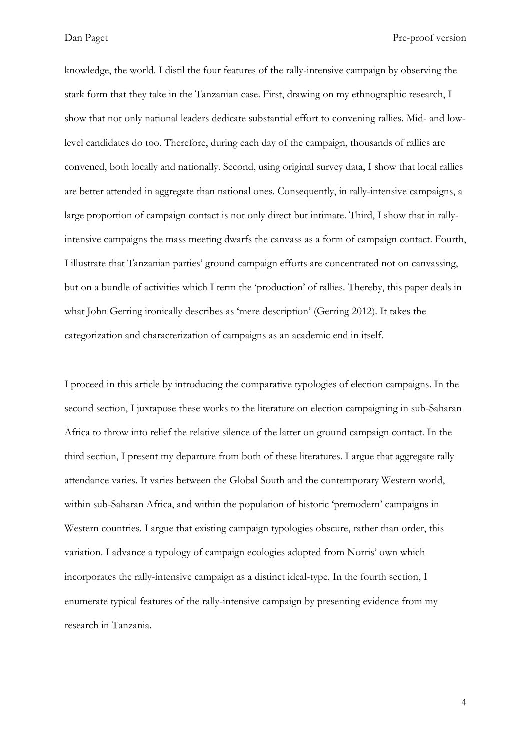knowledge, the world. I distil the four features of the rally-intensive campaign by observing the stark form that they take in the Tanzanian case. First, drawing on my ethnographic research, I show that not only national leaders dedicate substantial effort to convening rallies. Mid- and low-level candidates do too. Therefore, during each day of the campaign, thousands of rallies are convened, both locally and nationally. Second, using original survey data, I show that local rallies are better attended in aggregate than national ones. Consequently, in rally-intensive campaigns, a large proportion of campaign contact is not only direct but intimate. Third, I show that in rally-intensive campaigns the mass meeting dwarfs the canvass as a form of campaign contact. Fourth, I illustrate that Tanzanian parties' ground campaign efforts are concentrated not on canvassing, but on a bundle of activities which I term the 'production' of rallies. Thereby, this paper deals in what John Gerring ironically describes as 'mere description' (Gerring 2012). It takes the categorization and characterization of campaigns as an academic end in itself.

I proceed in this article by introducing the comparative typologies of election campaigns. In the second section, I juxtapose these works to the literature on election campaigning in sub-Saharan Africa to throw into relief the relative silence of the latter on ground campaign contact. In the third section, I present my departure from both of these literatures. I argue that aggregate rally attendance varies. It varies between the Global South and the contemporary Western world, within sub-Saharan Africa, and within the population of historic 'premodern' campaigns in Western countries. I argue that existing campaign typologies obscure, rather than order, this variation. I advance a typology of campaign ecologies adopted from Norris' own which incorporates the rally-intensive campaign as a distinct ideal-type. In the fourth section, I enumerate typical features of the rally-intensive campaign by presenting evidence from my research in Tanzania.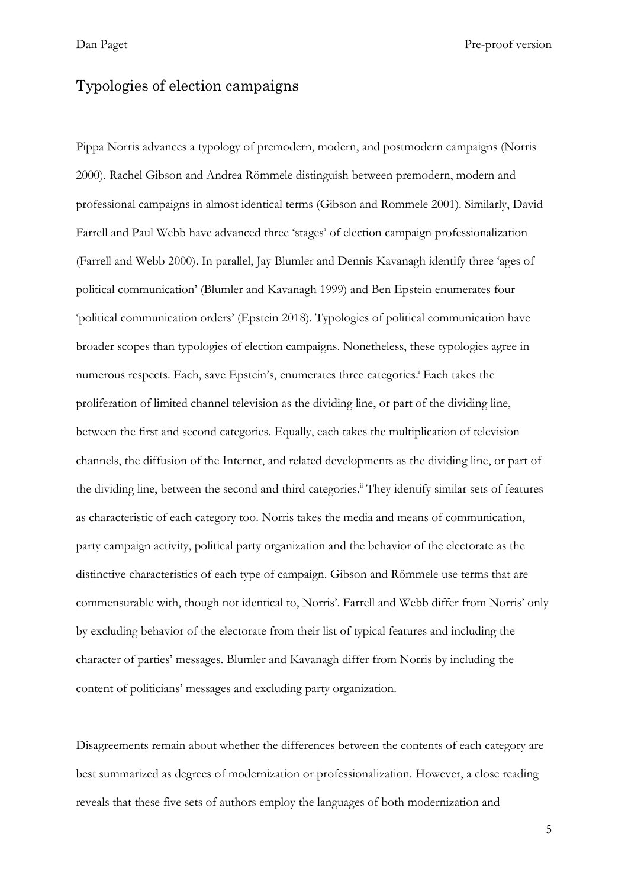## Typologies of election campaigns

Pippa Norris advances a typology of premodern, modern, and postmodern campaigns (Norris 2000). Rachel Gibson and Andrea Römmele distinguish between premodern, modern and professional campaigns in almost identical terms (Gibson and Rommele 2001). Similarly, David Farrell and Paul Webb have advanced three 'stages' of election campaign professionalization (Farrell and Webb 2000). In parallel, Jay Blumler and Dennis Kavanagh identify three 'ages of political communication' (Blumler and Kavanagh 1999) and Ben Epstein enumerates four 'political communication orders' (Epstein 2018). Typologies of political communication have broader scopes than typologies of election campaigns. Nonetheless, these typologies agree in numerous respects. Each, save Epstein's, enumerates three categories.[i] Each takes the proliferation of limited channel television as the dividing line, or part of the dividing line, between the first and second categories. Equally, each takes the multiplication of television channels, the diffusion of the Internet, and related developments as the dividing line, or part of the dividing line, between the second and third categories.[ii] They identify similar sets of features as characteristic of each category too. Norris takes the media and means of communication, party campaign activity, political party organization and the behavior of the electorate as the distinctive characteristics of each type of campaign. Gibson and Römmele use terms that are commensurable with, though not identical to, Norris'. Farrell and Webb differ from Norris' only by excluding behavior of the electorate from their list of typical features and including the character of parties' messages. Blumler and Kavanagh differ from Norris by including the content of politicians' messages and excluding party organization.

Disagreements remain about whether the differences between the contents of each category are best summarized as degrees of modernization or professionalization. However, a close reading reveals that these five sets of authors employ the languages of both modernization and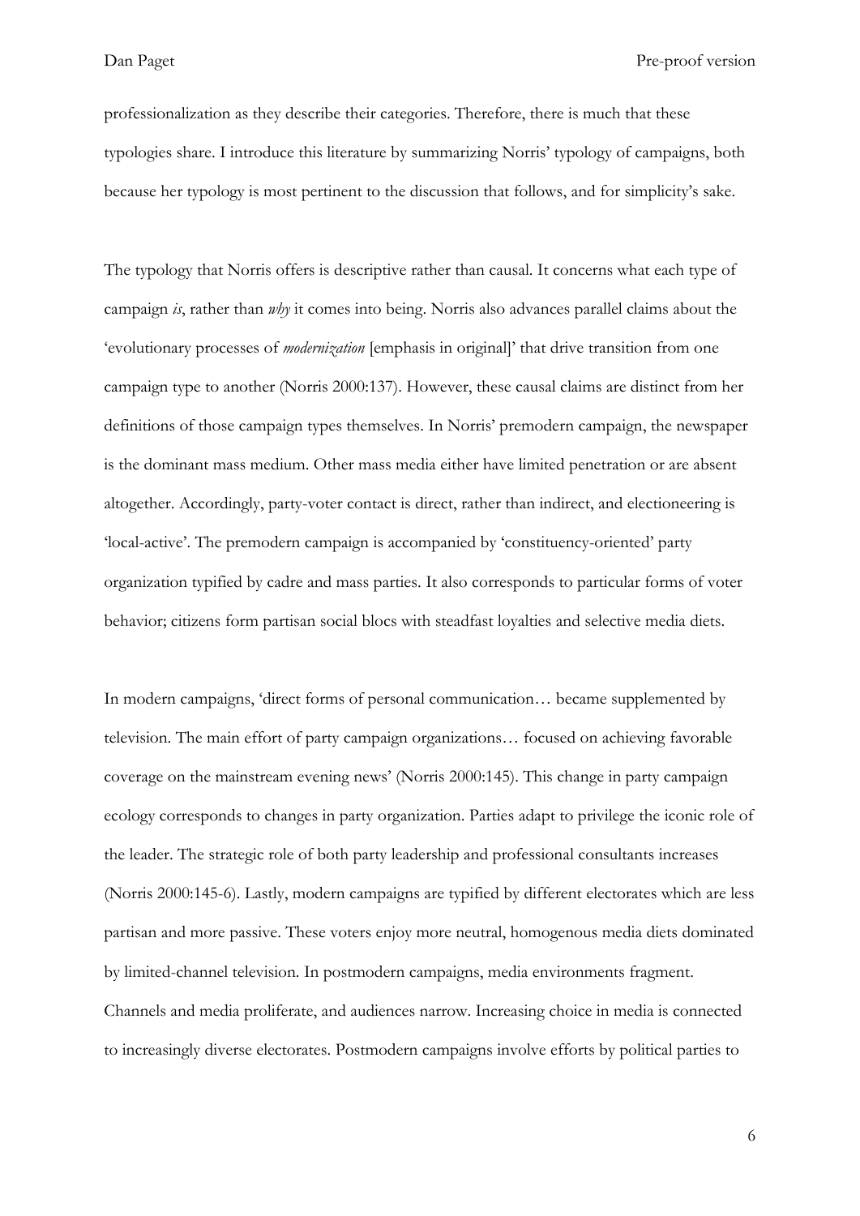professionalization as they describe their categories. Therefore, there is much that these typologies share. I introduce this literature by summarizing Norris' typology of campaigns, both because her typology is most pertinent to the discussion that follows, and for simplicity's sake.

The typology that Norris offers is descriptive rather than causal. It concerns what each type of campaign *is*, rather than *why* it comes into being. Norris also advances parallel claims about the 'evolutionary processes of *modernization* [emphasis in original]' that drive transition from one campaign type to another (Norris 2000:137). However, these causal claims are distinct from her definitions of those campaign types themselves. In Norris' premodern campaign, the newspaper is the dominant mass medium. Other mass media either have limited penetration or are absent altogether. Accordingly, party-voter contact is direct, rather than indirect, and electioneering is 'local-active'. The premodern campaign is accompanied by 'constituency-oriented' party organization typified by cadre and mass parties. It also corresponds to particular forms of voter behavior; citizens form partisan social blocs with steadfast loyalties and selective media diets.

In modern campaigns, 'direct forms of personal communication… became supplemented by television. The main effort of party campaign organizations… focused on achieving favorable coverage on the mainstream evening news' (Norris 2000:145). This change in party campaign ecology corresponds to changes in party organization. Parties adapt to privilege the iconic role of the leader. The strategic role of both party leadership and professional consultants increases (Norris 2000:145-6). Lastly, modern campaigns are typified by different electorates which are less partisan and more passive. These voters enjoy more neutral, homogenous media diets dominated by limited-channel television. In postmodern campaigns, media environments fragment. Channels and media proliferate, and audiences narrow. Increasing choice in media is connected to increasingly diverse electorates. Postmodern campaigns involve efforts by political parties to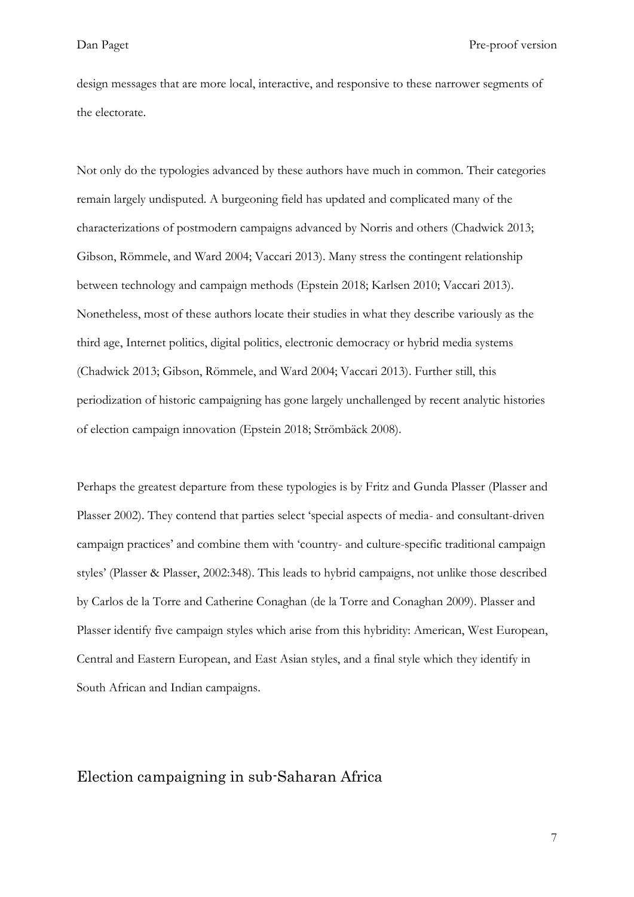design messages that are more local, interactive, and responsive to these narrower segments of the electorate.

Not only do the typologies advanced by these authors have much in common. Their categories remain largely undisputed. A burgeoning field has updated and complicated many of the characterizations of postmodern campaigns advanced by Norris and others (Chadwick 2013; Gibson, Römmele, and Ward 2004; Vaccari 2013). Many stress the contingent relationship between technology and campaign methods (Epstein 2018; Karlsen 2010; Vaccari 2013). Nonetheless, most of these authors locate their studies in what they describe variously as the third age, Internet politics, digital politics, electronic democracy or hybrid media systems (Chadwick 2013; Gibson, Römmele, and Ward 2004; Vaccari 2013). Further still, this periodization of historic campaigning has gone largely unchallenged by recent analytic histories of election campaign innovation (Epstein 2018; Strömbäck 2008).

Perhaps the greatest departure from these typologies is by Fritz and Gunda Plasser (Plasser and Plasser 2002). They contend that parties select 'special aspects of media- and consultant-driven campaign practices' and combine them with 'country- and culture-specific traditional campaign styles' (Plasser & Plasser, 2002:348). This leads to hybrid campaigns, not unlike those described by Carlos de la Torre and Catherine Conaghan (de la Torre and Conaghan 2009). Plasser and Plasser identify five campaign styles which arise from this hybridity: American, West European, Central and Eastern European, and East Asian styles, and a final style which they identify in South African and Indian campaigns.

## Election campaigning in sub-Saharan Africa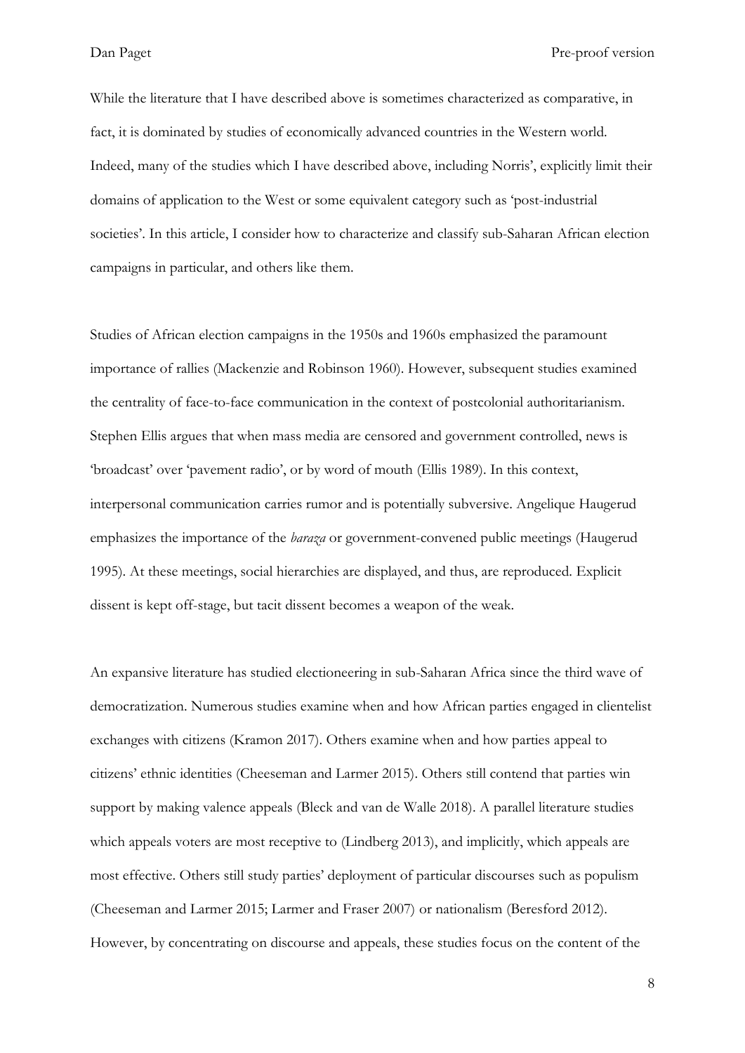While the literature that I have described above is sometimes characterized as comparative, in fact, it is dominated by studies of economically advanced countries in the Western world. Indeed, many of the studies which I have described above, including Norris', explicitly limit their domains of application to the West or some equivalent category such as 'post-industrial societies'. In this article, I consider how to characterize and classify sub-Saharan African election campaigns in particular, and others like them.

Studies of African election campaigns in the 1950s and 1960s emphasized the paramount importance of rallies (Mackenzie and Robinson 1960). However, subsequent studies examined the centrality of face-to-face communication in the context of postcolonial authoritarianism. Stephen Ellis argues that when mass media are censored and government controlled, news is 'broadcast' over 'pavement radio', or by word of mouth (Ellis 1989). In this context, interpersonal communication carries rumor and is potentially subversive. Angelique Haugerud emphasizes the importance of the *baraza* or government-convened public meetings (Haugerud 1995). At these meetings, social hierarchies are displayed, and thus, are reproduced. Explicit dissent is kept off-stage, but tacit dissent becomes a weapon of the weak.

An expansive literature has studied electioneering in sub-Saharan Africa since the third wave of democratization. Numerous studies examine when and how African parties engaged in clientelist exchanges with citizens (Kramon 2017). Others examine when and how parties appeal to citizens' ethnic identities (Cheeseman and Larmer 2015). Others still contend that parties win support by making valence appeals (Bleck and van de Walle 2018). A parallel literature studies which appeals voters are most receptive to (Lindberg 2013), and implicitly, which appeals are most effective. Others still study parties' deployment of particular discourses such as populism (Cheeseman and Larmer 2015; Larmer and Fraser 2007) or nationalism (Beresford 2012). However, by concentrating on discourse and appeals, these studies focus on the content of the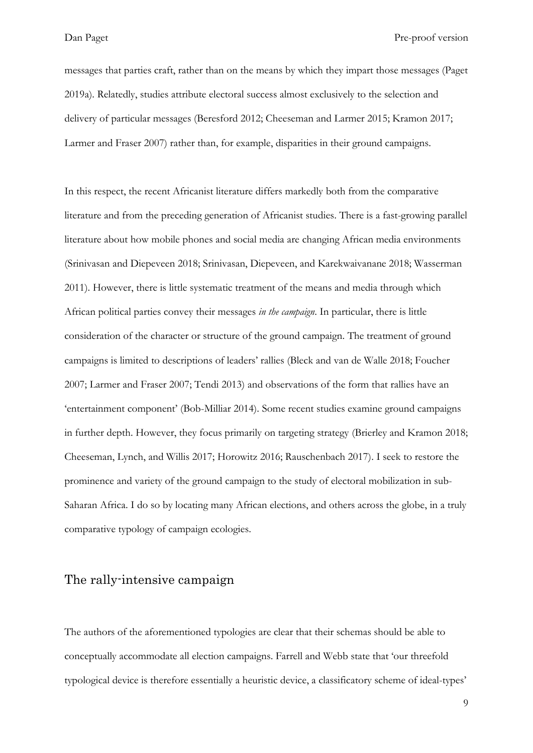messages that parties craft, rather than on the means by which they impart those messages (Paget 2019a). Relatedly, studies attribute electoral success almost exclusively to the selection and delivery of particular messages (Beresford 2012; Cheeseman and Larmer 2015; Kramon 2017; Larmer and Fraser 2007) rather than, for example, disparities in their ground campaigns.

In this respect, the recent Africanist literature differs markedly both from the comparative literature and from the preceding generation of Africanist studies. There is a fast-growing parallel literature about how mobile phones and social media are changing African media environments (Srinivasan and Diepeveen 2018; Srinivasan, Diepeveen, and Karekwaivanane 2018; Wasserman 2011). However, there is little systematic treatment of the means and media through which African political parties convey their messages *in the campaign*. In particular, there is little consideration of the character or structure of the ground campaign. The treatment of ground campaigns is limited to descriptions of leaders' rallies (Bleck and van de Walle 2018; Foucher 2007; Larmer and Fraser 2007; Tendi 2013) and observations of the form that rallies have an 'entertainment component' (Bob-Milliar 2014). Some recent studies examine ground campaigns in further depth. However, they focus primarily on targeting strategy (Brierley and Kramon 2018; Cheeseman, Lynch, and Willis 2017; Horowitz 2016; Rauschenbach 2017). I seek to restore the prominence and variety of the ground campaign to the study of electoral mobilization in sub-Saharan Africa. I do so by locating many African elections, and others across the globe, in a truly comparative typology of campaign ecologies.

## The rally-intensive campaign

The authors of the aforementioned typologies are clear that their schemas should be able to conceptually accommodate all election campaigns. Farrell and Webb state that 'our threefold typological device is therefore essentially a heuristic device, a classificatory scheme of ideal-types'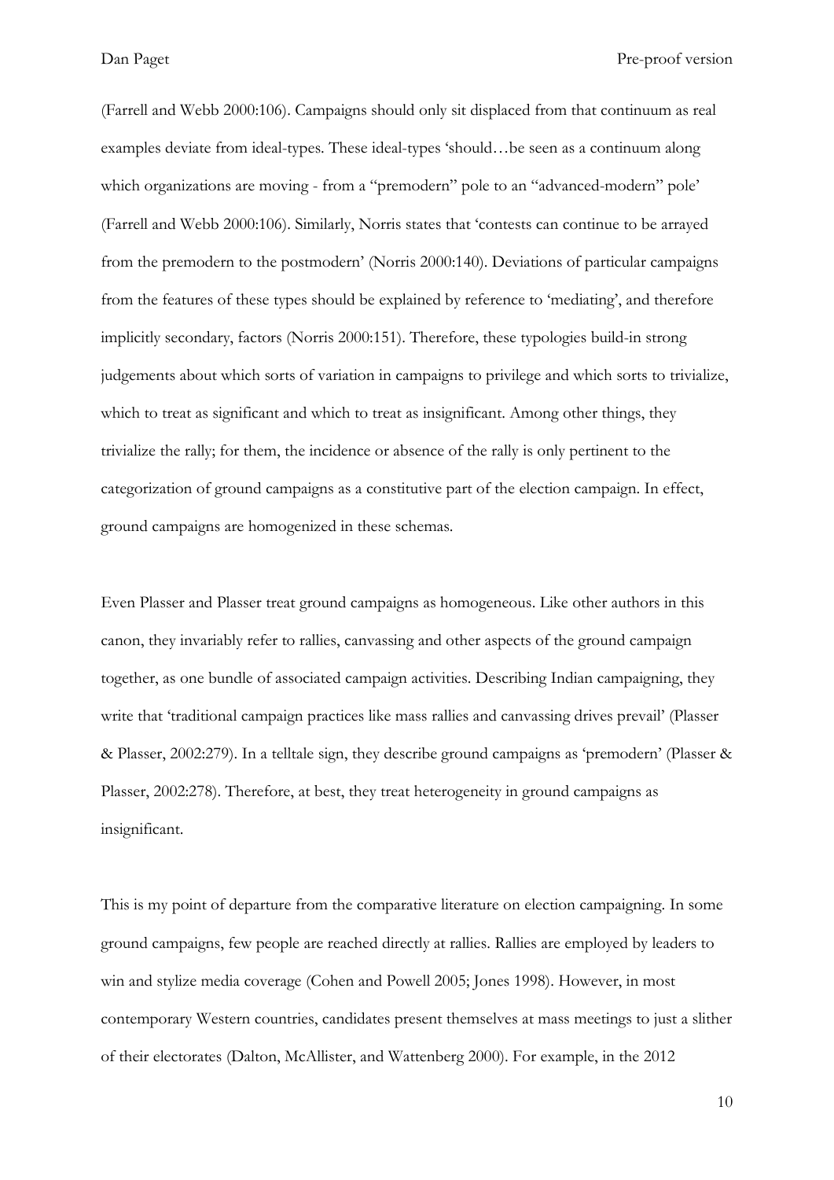(Farrell and Webb 2000:106). Campaigns should only sit displaced from that continuum as real examples deviate from ideal-types. These ideal-types 'should…be seen as a continuum along which organizations are moving - from a "premodern" pole to an "advanced-modern" pole' (Farrell and Webb 2000:106). Similarly, Norris states that 'contests can continue to be arrayed from the premodern to the postmodern' (Norris 2000:140). Deviations of particular campaigns from the features of these types should be explained by reference to 'mediating', and therefore implicitly secondary, factors (Norris 2000:151). Therefore, these typologies build-in strong judgements about which sorts of variation in campaigns to privilege and which sorts to trivialize, which to treat as significant and which to treat as insignificant. Among other things, they trivialize the rally; for them, the incidence or absence of the rally is only pertinent to the categorization of ground campaigns as a constitutive part of the election campaign. In effect, ground campaigns are homogenized in these schemas.

Even Plasser and Plasser treat ground campaigns as homogeneous. Like other authors in this canon, they invariably refer to rallies, canvassing and other aspects of the ground campaign together, as one bundle of associated campaign activities. Describing Indian campaigning, they write that 'traditional campaign practices like mass rallies and canvassing drives prevail' (Plasser & Plasser, 2002:279). In a telltale sign, they describe ground campaigns as 'premodern' (Plasser & Plasser, 2002:278). Therefore, at best, they treat heterogeneity in ground campaigns as insignificant.

This is my point of departure from the comparative literature on election campaigning. In some ground campaigns, few people are reached directly at rallies. Rallies are employed by leaders to win and stylize media coverage (Cohen and Powell 2005; Jones 1998). However, in most contemporary Western countries, candidates present themselves at mass meetings to just a slither of their electorates (Dalton, McAllister, and Wattenberg 2000). For example, in the 2012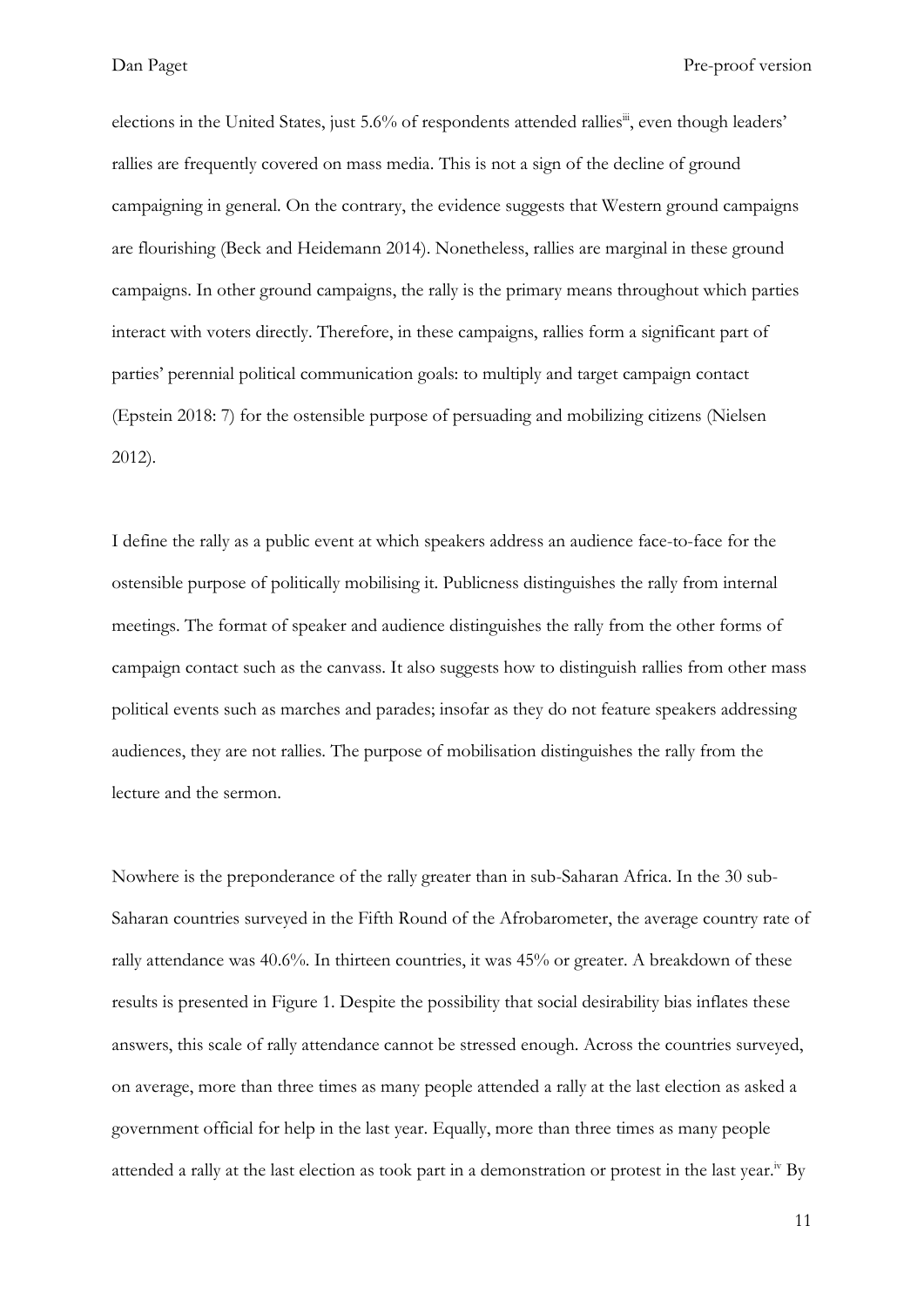elections in the United States, just 5.6% of respondents attended rallies[iii], even though leaders' rallies are frequently covered on mass media. This is not a sign of the decline of ground campaigning in general. On the contrary, the evidence suggests that Western ground campaigns are flourishing (Beck and Heidemann 2014). Nonetheless, rallies are marginal in these ground campaigns. In other ground campaigns, the rally is the primary means throughout which parties interact with voters directly. Therefore, in these campaigns, rallies form a significant part of parties' perennial political communication goals: to multiply and target campaign contact (Epstein 2018: 7) for the ostensible purpose of persuading and mobilizing citizens (Nielsen 2012).

I define the rally as a public event at which speakers address an audience face-to-face for the ostensible purpose of politically mobilising it. Publicness distinguishes the rally from internal meetings. The format of speaker and audience distinguishes the rally from the other forms of campaign contact such as the canvass. It also suggests how to distinguish rallies from other mass political events such as marches and parades; insofar as they do not feature speakers addressing audiences, they are not rallies. The purpose of mobilisation distinguishes the rally from the lecture and the sermon.

Nowhere is the preponderance of the rally greater than in sub-Saharan Africa. In the 30 sub-Saharan countries surveyed in the Fifth Round of the Afrobarometer, the average country rate of rally attendance was 40.6%. In thirteen countries, it was 45% or greater. A breakdown of these results is presented in Figure 1. Despite the possibility that social desirability bias inflates these answers, this scale of rally attendance cannot be stressed enough. Across the countries surveyed, on average, more than three times as many people attended a rally at the last election as asked a government official for help in the last year. Equally, more than three times as many people attended a rally at the last election as took part in a demonstration or protest in the last year.[iv] By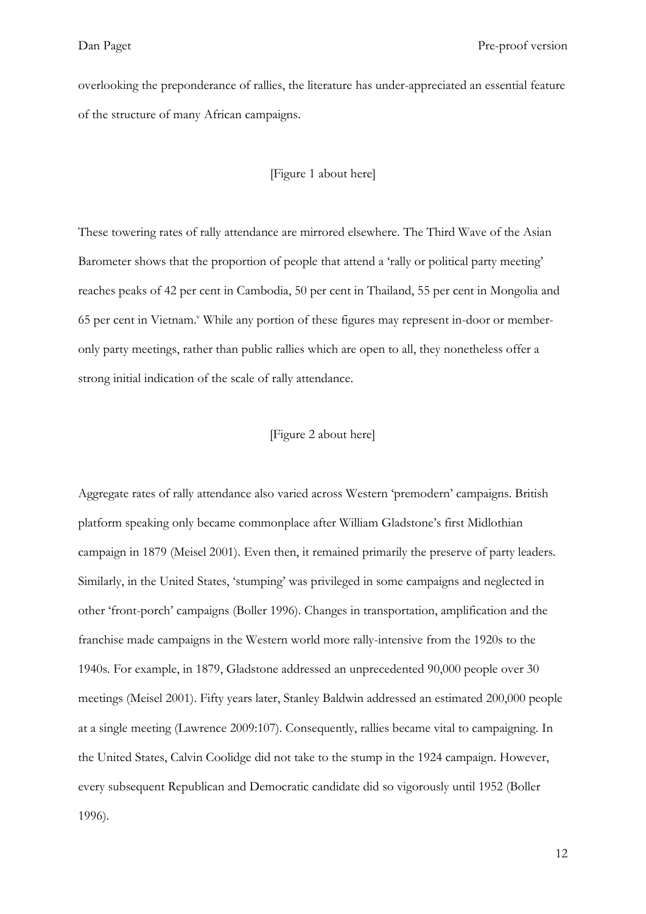overlooking the preponderance of rallies, the literature has under-appreciated an essential feature of the structure of many African campaigns.

[Figure 1 about here]

These towering rates of rally attendance are mirrored elsewhere. The Third Wave of the Asian Barometer shows that the proportion of people that attend a 'rally or political party meeting' reaches peaks of 42 per cent in Cambodia, 50 per cent in Thailand, 55 per cent in Mongolia and 65 per cent in Vietnam.[v] While any portion of these figures may represent in-door or member-only party meetings, rather than public rallies which are open to all, they nonetheless offer a strong initial indication of the scale of rally attendance.

[Figure 2 about here]

Aggregate rates of rally attendance also varied across Western 'premodern' campaigns. British platform speaking only became commonplace after William Gladstone's first Midlothian campaign in 1879 (Meisel 2001). Even then, it remained primarily the preserve of party leaders. Similarly, in the United States, 'stumping' was privileged in some campaigns and neglected in other 'front-porch' campaigns (Boller 1996). Changes in transportation, amplification and the franchise made campaigns in the Western world more rally-intensive from the 1920s to the 1940s. For example, in 1879, Gladstone addressed an unprecedented 90,000 people over 30 meetings (Meisel 2001). Fifty years later, Stanley Baldwin addressed an estimated 200,000 people at a single meeting (Lawrence 2009:107). Consequently, rallies became vital to campaigning. In the United States, Calvin Coolidge did not take to the stump in the 1924 campaign. However, every subsequent Republican and Democratic candidate did so vigorously until 1952 (Boller 1996).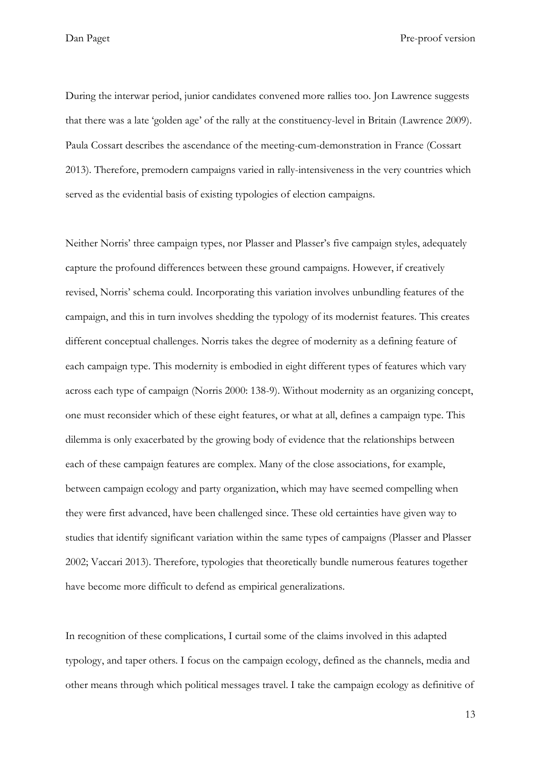During the interwar period, junior candidates convened more rallies too. Jon Lawrence suggests that there was a late 'golden age' of the rally at the constituency-level in Britain (Lawrence 2009). Paula Cossart describes the ascendance of the meeting-cum-demonstration in France (Cossart 2013). Therefore, premodern campaigns varied in rally-intensiveness in the very countries which served as the evidential basis of existing typologies of election campaigns.

Neither Norris' three campaign types, nor Plasser and Plasser's five campaign styles, adequately capture the profound differences between these ground campaigns. However, if creatively revised, Norris' schema could. Incorporating this variation involves unbundling features of the campaign, and this in turn involves shedding the typology of its modernist features. This creates different conceptual challenges. Norris takes the degree of modernity as a defining feature of each campaign type. This modernity is embodied in eight different types of features which vary across each type of campaign (Norris 2000: 138-9). Without modernity as an organizing concept, one must reconsider which of these eight features, or what at all, defines a campaign type. This dilemma is only exacerbated by the growing body of evidence that the relationships between each of these campaign features are complex. Many of the close associations, for example, between campaign ecology and party organization, which may have seemed compelling when they were first advanced, have been challenged since. These old certainties have given way to studies that identify significant variation within the same types of campaigns (Plasser and Plasser 2002; Vaccari 2013). Therefore, typologies that theoretically bundle numerous features together have become more difficult to defend as empirical generalizations.

In recognition of these complications, I curtail some of the claims involved in this adapted typology, and taper others. I focus on the campaign ecology, defined as the channels, media and other means through which political messages travel. I take the campaign ecology as definitive of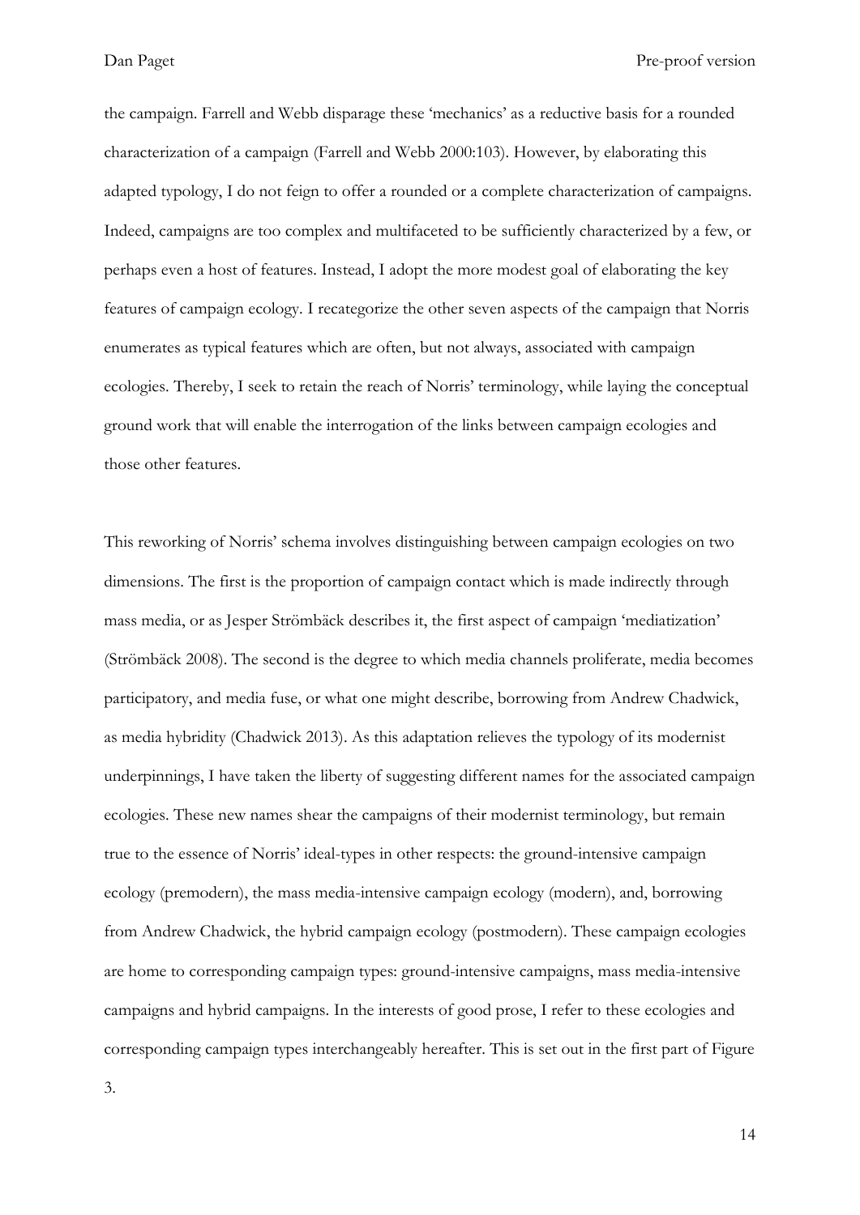the campaign. Farrell and Webb disparage these 'mechanics' as a reductive basis for a rounded characterization of a campaign (Farrell and Webb 2000:103). However, by elaborating this adapted typology, I do not feign to offer a rounded or a complete characterization of campaigns. Indeed, campaigns are too complex and multifaceted to be sufficiently characterized by a few, or perhaps even a host of features. Instead, I adopt the more modest goal of elaborating the key features of campaign ecology. I recategorize the other seven aspects of the campaign that Norris enumerates as typical features which are often, but not always, associated with campaign ecologies. Thereby, I seek to retain the reach of Norris' terminology, while laying the conceptual ground work that will enable the interrogation of the links between campaign ecologies and those other features.

This reworking of Norris' schema involves distinguishing between campaign ecologies on two dimensions. The first is the proportion of campaign contact which is made indirectly through mass media, or as Jesper Strömbäck describes it, the first aspect of campaign 'mediatization' (Strömbäck 2008). The second is the degree to which media channels proliferate, media becomes participatory, and media fuse, or what one might describe, borrowing from Andrew Chadwick, as media hybridity (Chadwick 2013). As this adaptation relieves the typology of its modernist underpinnings, I have taken the liberty of suggesting different names for the associated campaign ecologies. These new names shear the campaigns of their modernist terminology, but remain true to the essence of Norris' ideal-types in other respects: the ground-intensive campaign ecology (premodern), the mass media-intensive campaign ecology (modern), and, borrowing from Andrew Chadwick, the hybrid campaign ecology (postmodern). These campaign ecologies are home to corresponding campaign types: ground-intensive campaigns, mass media-intensive campaigns and hybrid campaigns. In the interests of good prose, I refer to these ecologies and corresponding campaign types interchangeably hereafter. This is set out in the first part of Figure 3.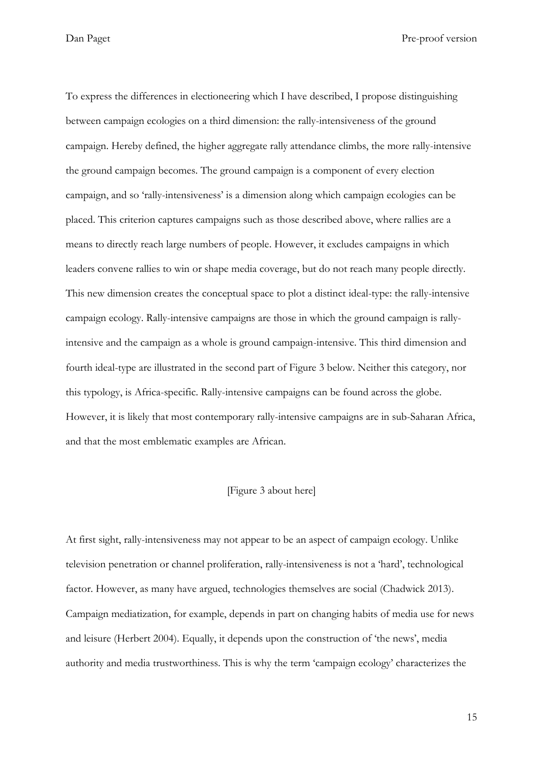To express the differences in electioneering which I have described, I propose distinguishing between campaign ecologies on a third dimension: the rally-intensiveness of the ground campaign. Hereby defined, the higher aggregate rally attendance climbs, the more rally-intensive the ground campaign becomes. The ground campaign is a component of every election campaign, and so 'rally-intensiveness' is a dimension along which campaign ecologies can be placed. This criterion captures campaigns such as those described above, where rallies are a means to directly reach large numbers of people. However, it excludes campaigns in which leaders convene rallies to win or shape media coverage, but do not reach many people directly. This new dimension creates the conceptual space to plot a distinct ideal-type: the rally-intensive campaign ecology. Rally-intensive campaigns are those in which the ground campaign is rally-intensive and the campaign as a whole is ground campaign-intensive. This third dimension and fourth ideal-type are illustrated in the second part of Figure 3 below. Neither this category, nor this typology, is Africa-specific. Rally-intensive campaigns can be found across the globe. However, it is likely that most contemporary rally-intensive campaigns are in sub-Saharan Africa, and that the most emblematic examples are African.

[Figure 3 about here]

At first sight, rally-intensiveness may not appear to be an aspect of campaign ecology. Unlike television penetration or channel proliferation, rally-intensiveness is not a 'hard', technological factor. However, as many have argued, technologies themselves are social (Chadwick 2013). Campaign mediatization, for example, depends in part on changing habits of media use for news and leisure (Herbert 2004). Equally, it depends upon the construction of 'the news', media authority and media trustworthiness. This is why the term 'campaign ecology' characterizes the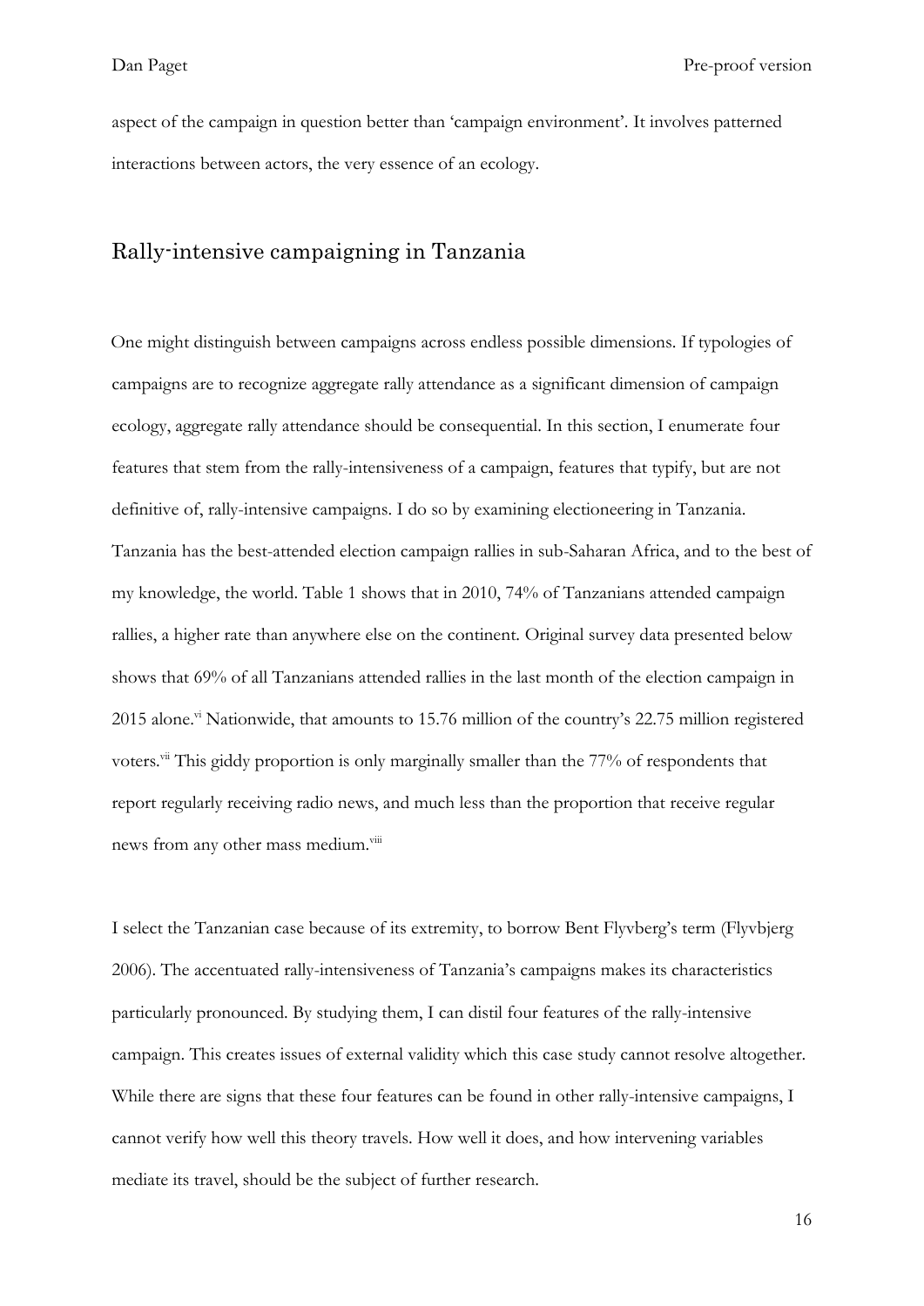aspect of the campaign in question better than 'campaign environment'. It involves patterned interactions between actors, the very essence of an ecology.

## Rally-intensive campaigning in Tanzania

One might distinguish between campaigns across endless possible dimensions. If typologies of campaigns are to recognize aggregate rally attendance as a significant dimension of campaign ecology, aggregate rally attendance should be consequential. In this section, I enumerate four features that stem from the rally-intensiveness of a campaign, features that typify, but are not definitive of, rally-intensive campaigns. I do so by examining electioneering in Tanzania. Tanzania has the best-attended election campaign rallies in sub-Saharan Africa, and to the best of my knowledge, the world. Table 1 shows that in 2010, 74% of Tanzanians attended campaign rallies, a higher rate than anywhere else on the continent. Original survey data presented below shows that 69% of all Tanzanians attended rallies in the last month of the election campaign in 2015 alone.[vi] Nationwide, that amounts to 15.76 million of the country's 22.75 million registered voters.[vii] This giddy proportion is only marginally smaller than the 77% of respondents that report regularly receiving radio news, and much less than the proportion that receive regular news from any other mass medium.[viii]

I select the Tanzanian case because of its extremity, to borrow Bent Flyvberg's term (Flyvbjerg 2006). The accentuated rally-intensiveness of Tanzania's campaigns makes its characteristics particularly pronounced. By studying them, I can distil four features of the rally-intensive campaign. This creates issues of external validity which this case study cannot resolve altogether. While there are signs that these four features can be found in other rally-intensive campaigns, I cannot verify how well this theory travels. How well it does, and how intervening variables mediate its travel, should be the subject of further research.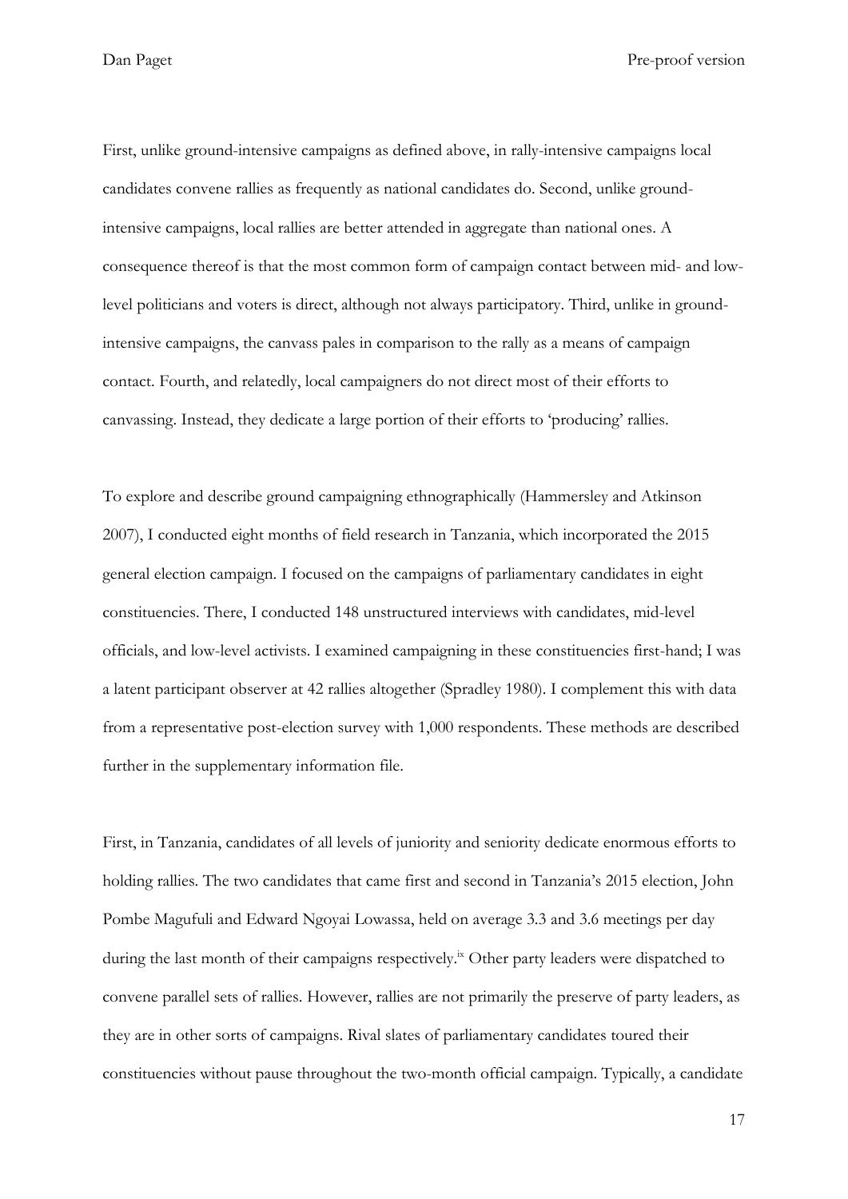First, unlike ground-intensive campaigns as defined above, in rally-intensive campaigns local candidates convene rallies as frequently as national candidates do. Second, unlike ground-intensive campaigns, local rallies are better attended in aggregate than national ones. A consequence thereof is that the most common form of campaign contact between mid- and low-level politicians and voters is direct, although not always participatory. Third, unlike in ground-intensive campaigns, the canvass pales in comparison to the rally as a means of campaign contact. Fourth, and relatedly, local campaigners do not direct most of their efforts to canvassing. Instead, they dedicate a large portion of their efforts to 'producing' rallies.

To explore and describe ground campaigning ethnographically (Hammersley and Atkinson 2007), I conducted eight months of field research in Tanzania, which incorporated the 2015 general election campaign. I focused on the campaigns of parliamentary candidates in eight constituencies. There, I conducted 148 unstructured interviews with candidates, mid-level officials, and low-level activists. I examined campaigning in these constituencies first-hand; I was a latent participant observer at 42 rallies altogether (Spradley 1980). I complement this with data from a representative post-election survey with 1,000 respondents. These methods are described further in the supplementary information file.

First, in Tanzania, candidates of all levels of juniority and seniority dedicate enormous efforts to holding rallies. The two candidates that came first and second in Tanzania's 2015 election, John Pombe Magufuli and Edward Ngoyai Lowassa, held on average 3.3 and 3.6 meetings per day during the last month of their campaigns respectively.[ix] Other party leaders were dispatched to convene parallel sets of rallies. However, rallies are not primarily the preserve of party leaders, as they are in other sorts of campaigns. Rival slates of parliamentary candidates toured their constituencies without pause throughout the two-month official campaign. Typically, a candidate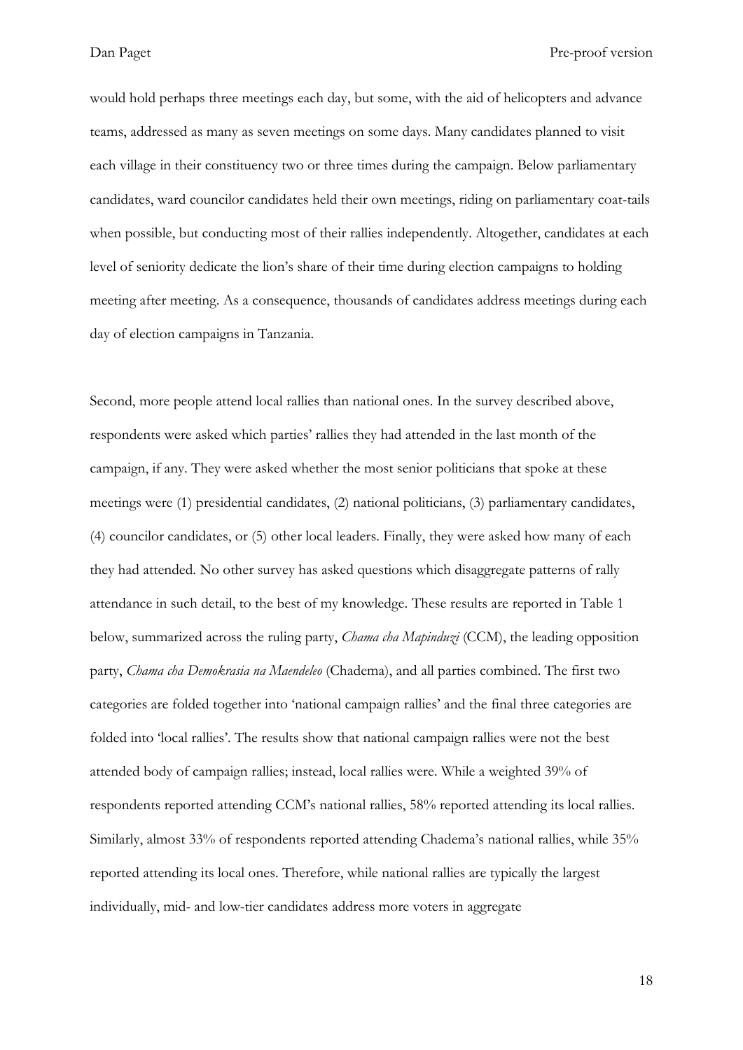would hold perhaps three meetings each day, but some, with the aid of helicopters and advance teams, addressed as many as seven meetings on some days. Many candidates planned to visit each village in their constituency two or three times during the campaign. Below parliamentary candidates, ward councilor candidates held their own meetings, riding on parliamentary coat-tails when possible, but conducting most of their rallies independently. Altogether, candidates at each level of seniority dedicate the lion's share of their time during election campaigns to holding meeting after meeting. As a consequence, thousands of candidates address meetings during each day of election campaigns in Tanzania.

Second, more people attend local rallies than national ones. In the survey described above, respondents were asked which parties' rallies they had attended in the last month of the campaign, if any. They were asked whether the most senior politicians that spoke at these meetings were (1) presidential candidates, (2) national politicians, (3) parliamentary candidates, (4) councilor candidates, or (5) other local leaders. Finally, they were asked how many of each they had attended. No other survey has asked questions which disaggregate patterns of rally attendance in such detail, to the best of my knowledge. These results are reported in Table 1 below, summarized across the ruling party, *Chama cha Mapinduzi* (CCM), the leading opposition party, *Chama cha Demokrasia na Maendeleo* (Chadema), and all parties combined. The first two categories are folded together into 'national campaign rallies' and the final three categories are folded into 'local rallies'. The results show that national campaign rallies were not the best attended body of campaign rallies; instead, local rallies were. While a weighted 39% of respondents reported attending CCM's national rallies, 58% reported attending its local rallies. Similarly, almost 33% of respondents reported attending Chadema's national rallies, while 35% reported attending its local ones. Therefore, while national rallies are typically the largest individually, mid- and low-tier candidates address more voters in aggregate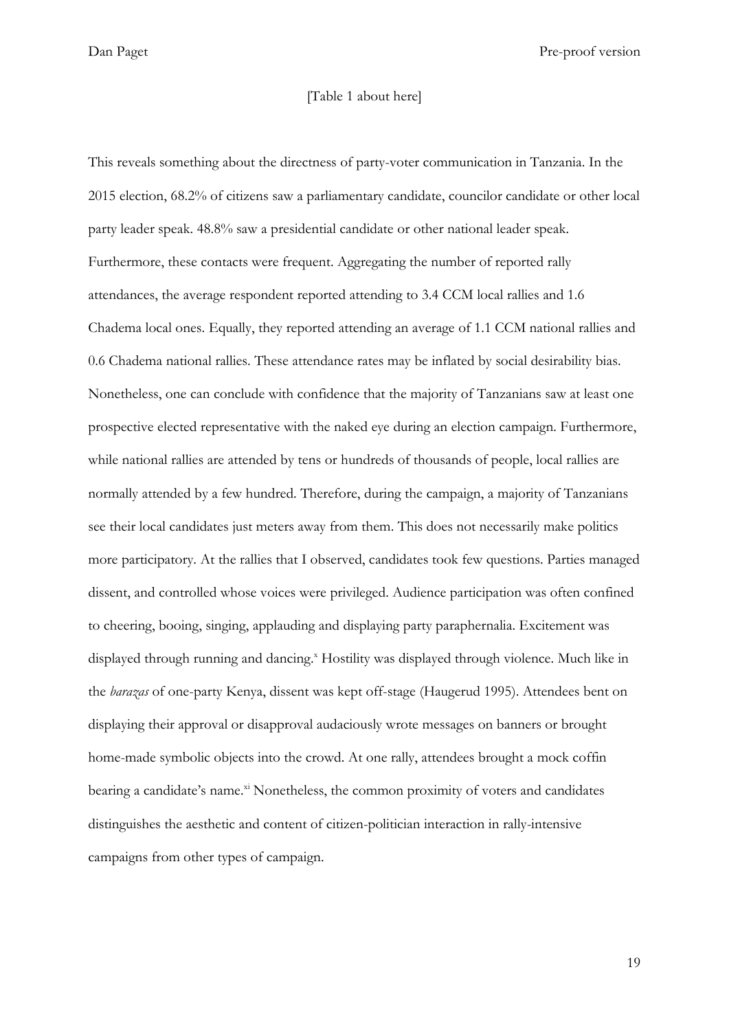[Table 1 about here]

This reveals something about the directness of party-voter communication in Tanzania. In the 2015 election, 68.2% of citizens saw a parliamentary candidate, councilor candidate or other local party leader speak. 48.8% saw a presidential candidate or other national leader speak. Furthermore, these contacts were frequent. Aggregating the number of reported rally attendances, the average respondent reported attending to 3.4 CCM local rallies and 1.6 Chadema local ones. Equally, they reported attending an average of 1.1 CCM national rallies and 0.6 Chadema national rallies. These attendance rates may be inflated by social desirability bias. Nonetheless, one can conclude with confidence that the majority of Tanzanians saw at least one prospective elected representative with the naked eye during an election campaign. Furthermore, while national rallies are attended by tens or hundreds of thousands of people, local rallies are normally attended by a few hundred. Therefore, during the campaign, a majority of Tanzanians see their local candidates just meters away from them. This does not necessarily make politics more participatory. At the rallies that I observed, candidates took few questions. Parties managed dissent, and controlled whose voices were privileged. Audience participation was often confined to cheering, booing, singing, applauding and displaying party paraphernalia. Excitement was displayed through running and dancing.[x] Hostility was displayed through violence. Much like in the *barazas* of one-party Kenya, dissent was kept off-stage (Haugerud 1995). Attendees bent on displaying their approval or disapproval audaciously wrote messages on banners or brought home-made symbolic objects into the crowd. At one rally, attendees brought a mock coffin bearing a candidate's name.[xi] Nonetheless, the common proximity of voters and candidates distinguishes the aesthetic and content of citizen-politician interaction in rally-intensive campaigns from other types of campaign.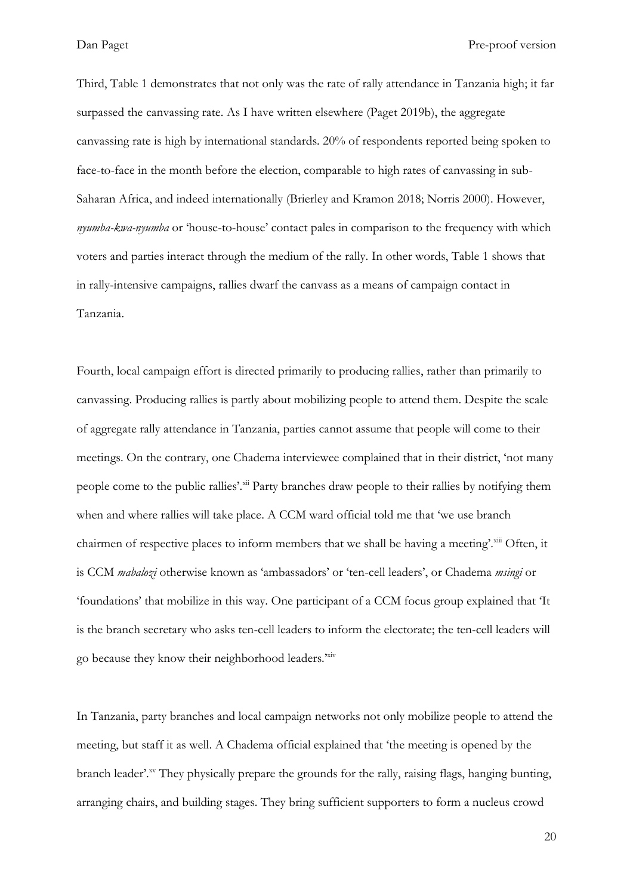Third, Table 1 demonstrates that not only was the rate of rally attendance in Tanzania high; it far surpassed the canvassing rate. As I have written elsewhere (Paget 2019b), the aggregate canvassing rate is high by international standards. 20% of respondents reported being spoken to face-to-face in the month before the election, comparable to high rates of canvassing in sub-Saharan Africa, and indeed internationally (Brierley and Kramon 2018; Norris 2000). However, *nyumba-kwa-nyumba* or 'house-to-house' contact pales in comparison to the frequency with which voters and parties interact through the medium of the rally. In other words, Table 1 shows that in rally-intensive campaigns, rallies dwarf the canvass as a means of campaign contact in Tanzania.

Fourth, local campaign effort is directed primarily to producing rallies, rather than primarily to canvassing. Producing rallies is partly about mobilizing people to attend them. Despite the scale of aggregate rally attendance in Tanzania, parties cannot assume that people will come to their meetings. On the contrary, one Chadema interviewee complained that in their district, 'not many people come to the public rallies'.[xii] Party branches draw people to their rallies by notifying them when and where rallies will take place. A CCM ward official told me that 'we use branch chairmen of respective places to inform members that we shall be having a meeting'.[xiii] Often, it is CCM *mabalozi* otherwise known as 'ambassadors' or 'ten-cell leaders', or Chadema *msingi* or 'foundations' that mobilize in this way. One participant of a CCM focus group explained that 'It is the branch secretary who asks ten-cell leaders to inform the electorate; the ten-cell leaders will go because they know their neighborhood leaders.'[xiv]

In Tanzania, party branches and local campaign networks not only mobilize people to attend the meeting, but staff it as well. A Chadema official explained that 'the meeting is opened by the branch leader'.[xv] They physically prepare the grounds for the rally, raising flags, hanging bunting, arranging chairs, and building stages. They bring sufficient supporters to form a nucleus crowd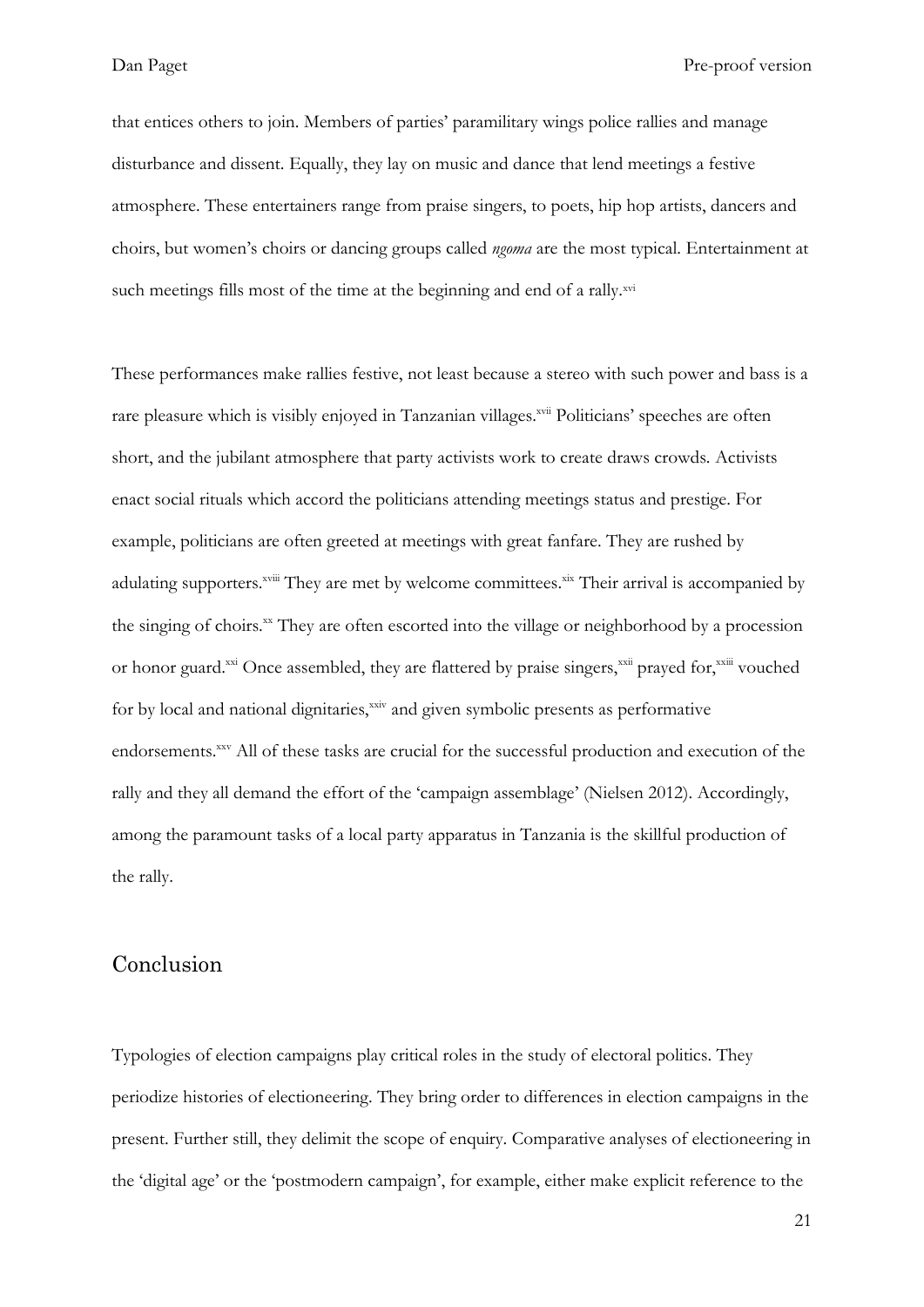that entices others to join. Members of parties' paramilitary wings police rallies and manage disturbance and dissent. Equally, they lay on music and dance that lend meetings a festive atmosphere. These entertainers range from praise singers, to poets, hip hop artists, dancers and choirs, but women's choirs or dancing groups called *ngoma* are the most typical. Entertainment at such meetings fills most of the time at the beginning and end of a rally.[xvi]

These performances make rallies festive, not least because a stereo with such power and bass is a rare pleasure which is visibly enjoyed in Tanzanian villages.[xvii] Politicians' speeches are often short, and the jubilant atmosphere that party activists work to create draws crowds. Activists enact social rituals which accord the politicians attending meetings status and prestige. For example, politicians are often greeted at meetings with great fanfare. They are rushed by adulating supporters.[xviii] They are met by welcome committees.[xix] Their arrival is accompanied by the singing of choirs.[xx] They are often escorted into the village or neighborhood by a procession or honor guard.[xxi] Once assembled, they are flattered by praise singers,[xxii] prayed for,[xxiii] vouched for by local and national dignitaries,[xxiv] and given symbolic presents as performative endorsements.[xxv] All of these tasks are crucial for the successful production and execution of the rally and they all demand the effort of the 'campaign assemblage' (Nielsen 2012). Accordingly, among the paramount tasks of a local party apparatus in Tanzania is the skillful production of the rally.

## Conclusion

Typologies of election campaigns play critical roles in the study of electoral politics. They periodize histories of electioneering. They bring order to differences in election campaigns in the present. Further still, they delimit the scope of enquiry. Comparative analyses of electioneering in the 'digital age' or the 'postmodern campaign', for example, either make explicit reference to the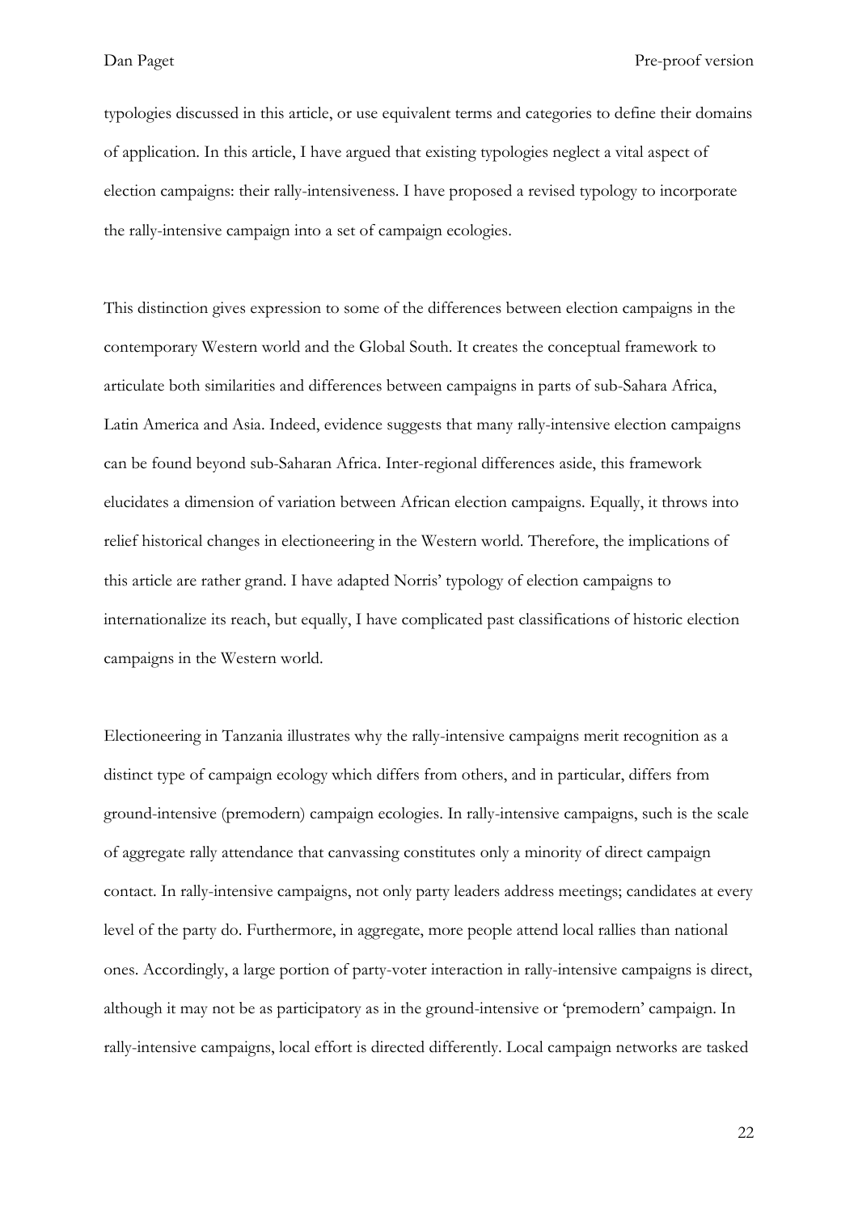typologies discussed in this article, or use equivalent terms and categories to define their domains of application. In this article, I have argued that existing typologies neglect a vital aspect of election campaigns: their rally-intensiveness. I have proposed a revised typology to incorporate the rally-intensive campaign into a set of campaign ecologies.

This distinction gives expression to some of the differences between election campaigns in the contemporary Western world and the Global South. It creates the conceptual framework to articulate both similarities and differences between campaigns in parts of sub-Sahara Africa, Latin America and Asia. Indeed, evidence suggests that many rally-intensive election campaigns can be found beyond sub-Saharan Africa. Inter-regional differences aside, this framework elucidates a dimension of variation between African election campaigns. Equally, it throws into relief historical changes in electioneering in the Western world. Therefore, the implications of this article are rather grand. I have adapted Norris' typology of election campaigns to internationalize its reach, but equally, I have complicated past classifications of historic election campaigns in the Western world.

Electioneering in Tanzania illustrates why the rally-intensive campaigns merit recognition as a distinct type of campaign ecology which differs from others, and in particular, differs from ground-intensive (premodern) campaign ecologies. In rally-intensive campaigns, such is the scale of aggregate rally attendance that canvassing constitutes only a minority of direct campaign contact. In rally-intensive campaigns, not only party leaders address meetings; candidates at every level of the party do. Furthermore, in aggregate, more people attend local rallies than national ones. Accordingly, a large portion of party-voter interaction in rally-intensive campaigns is direct, although it may not be as participatory as in the ground-intensive or 'premodern' campaign. In rally-intensive campaigns, local effort is directed differently. Local campaign networks are tasked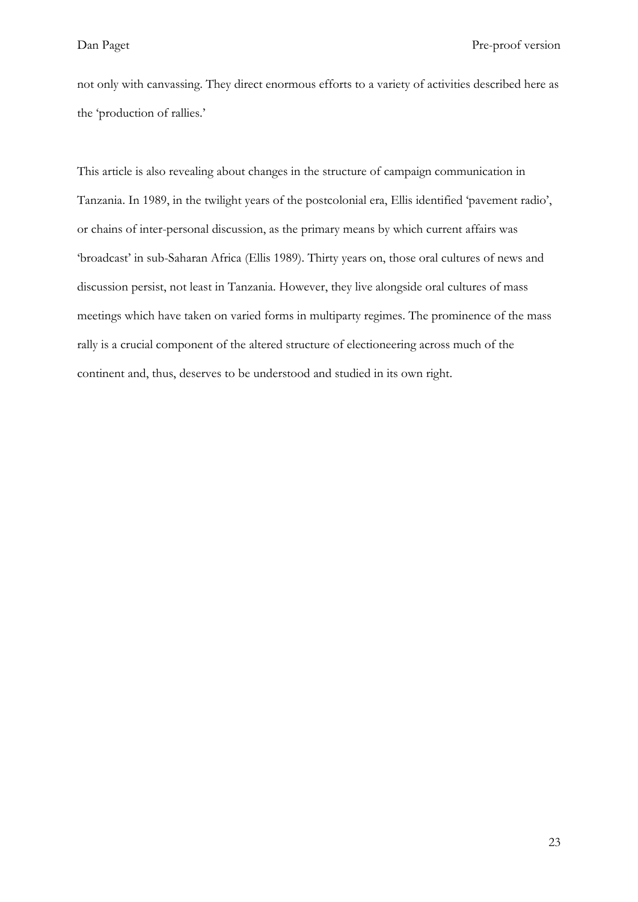not only with canvassing. They direct enormous efforts to a variety of activities described here as the 'production of rallies.'

This article is also revealing about changes in the structure of campaign communication in Tanzania. In 1989, in the twilight years of the postcolonial era, Ellis identified 'pavement radio', or chains of inter-personal discussion, as the primary means by which current affairs was 'broadcast' in sub-Saharan Africa (Ellis 1989). Thirty years on, those oral cultures of news and discussion persist, not least in Tanzania. However, they live alongside oral cultures of mass meetings which have taken on varied forms in multiparty regimes. The prominence of the mass rally is a crucial component of the altered structure of electioneering across much of the continent and, thus, deserves to be understood and studied in its own right.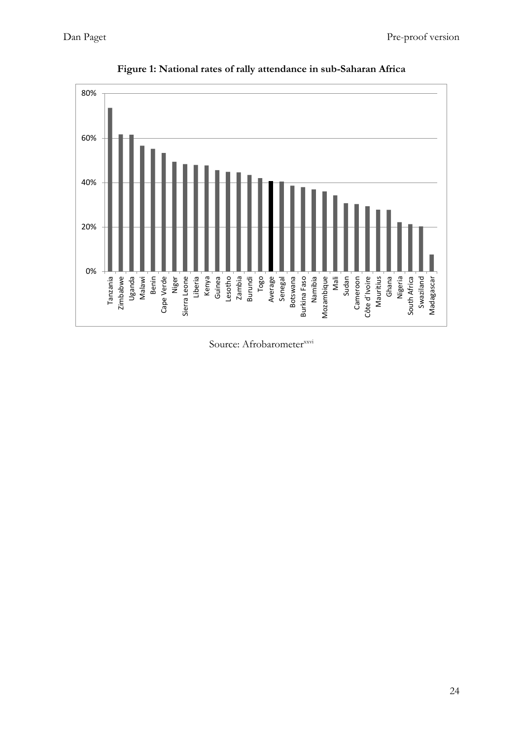**Figure 1: National rates of rally attendance in sub-Saharan Africa**

Source: Afrobarometer[xxvi]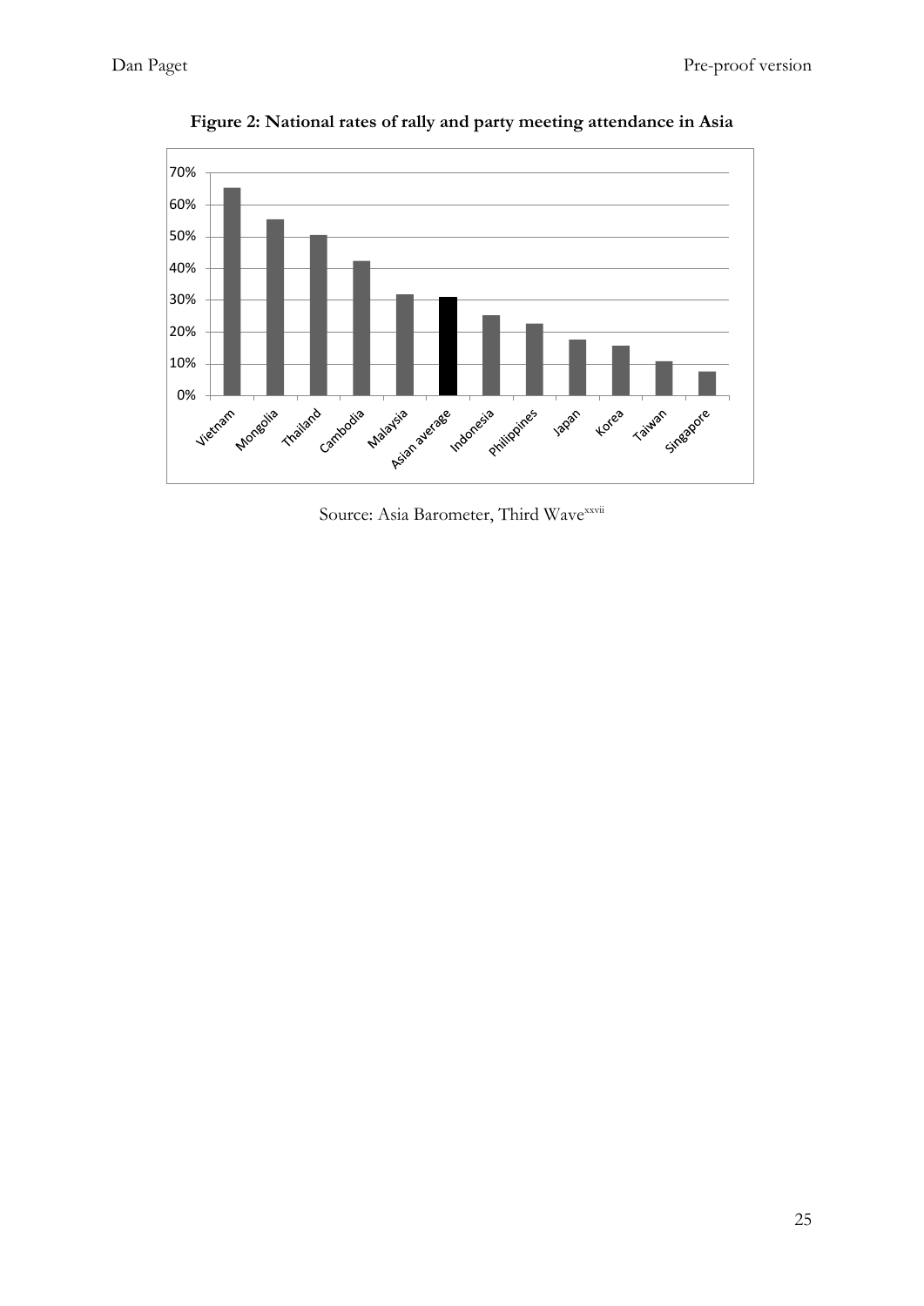**Figure 2: National rates of rally and party meeting attendance in Asia**

Source: Asia Barometer, Third Wave[xxvii]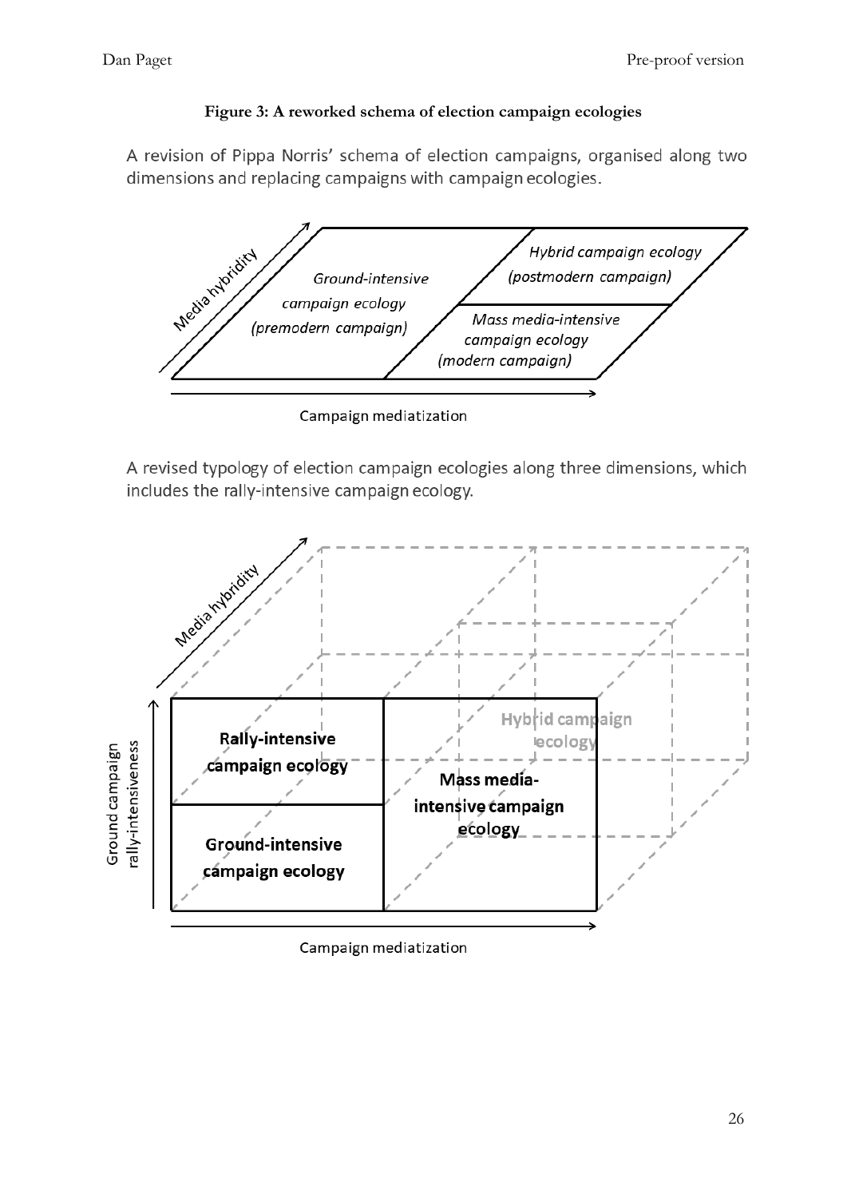**Figure 3: A reworked schema of election campaign ecologies**

A revision of Pippa Norris' schema of election campaigns, organised along two dimensions and replacing campaigns with campaign ecologies.

Media hybridity

*Ground-intensive campaign ecology (premodern campaign)*

*Hybrid campaign ecology (postmodern campaign)*

*Mass media-intensive campaign ecology (modern campaign)*

Campaign mediatization

A revised typology of election campaign ecologies along three dimensions, which includes the rally-intensive campaign ecology.

Media hybridity

Ground campaign rally-intensiveness

**Rally-intensive campaign ecology**

**Ground-intensive campaign ecology**

**Mass media-intensive campaign ecology**

**Hybrid campaign ecology**

Campaign mediatization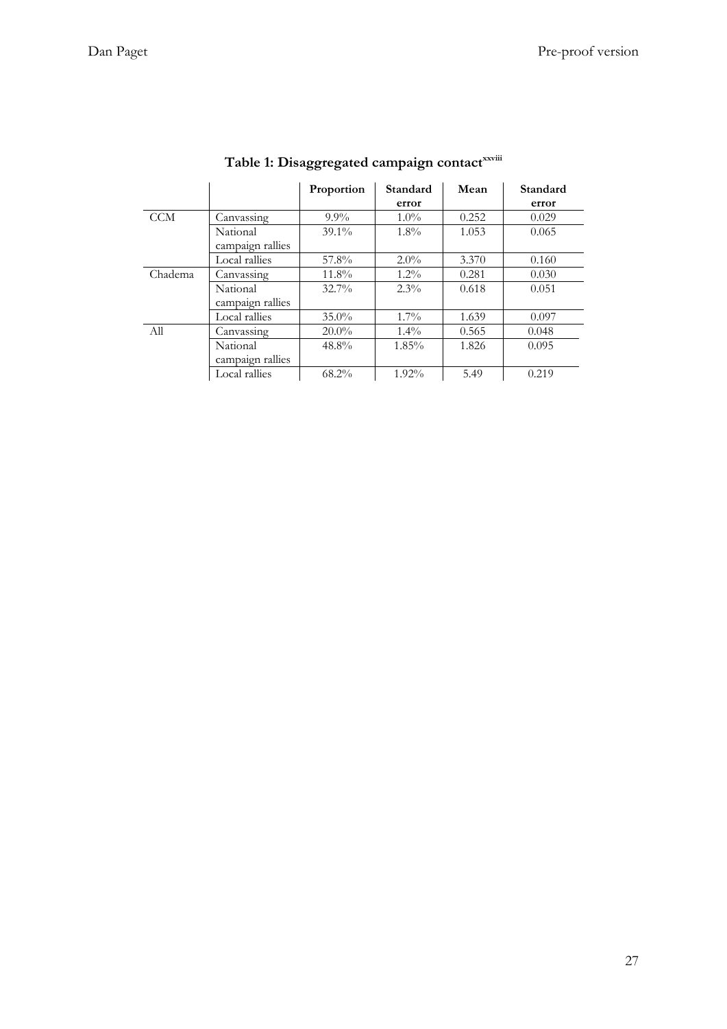**Table 1: Disaggregated campaign contact**[xxviii]

| | | Proportion | Standard error | Mean | Standard error |
|---|---|---|---|---|---|
| CCM | Canvassing | 9.9% | 1.0% | 0.252 | 0.029 |
| | National campaign rallies | 39.1% | 1.8% | 1.053 | 0.065 |
| | Local rallies | 57.8% | 2.0% | 3.370 | 0.160 |
| Chadema | Canvassing | 11.8% | 1.2% | 0.281 | 0.030 |
| | National campaign rallies | 32.7% | 2.3% | 0.618 | 0.051 |
| | Local rallies | 35.0% | 1.7% | 1.639 | 0.097 |
| All | Canvassing | 20.0% | 1.4% | 0.565 | 0.048 |
| | National campaign rallies | 48.8% | 1.85% | 1.826 | 0.095 |
| | Local rallies | 68.2% | 1.92% | 5.49 | 0.219 |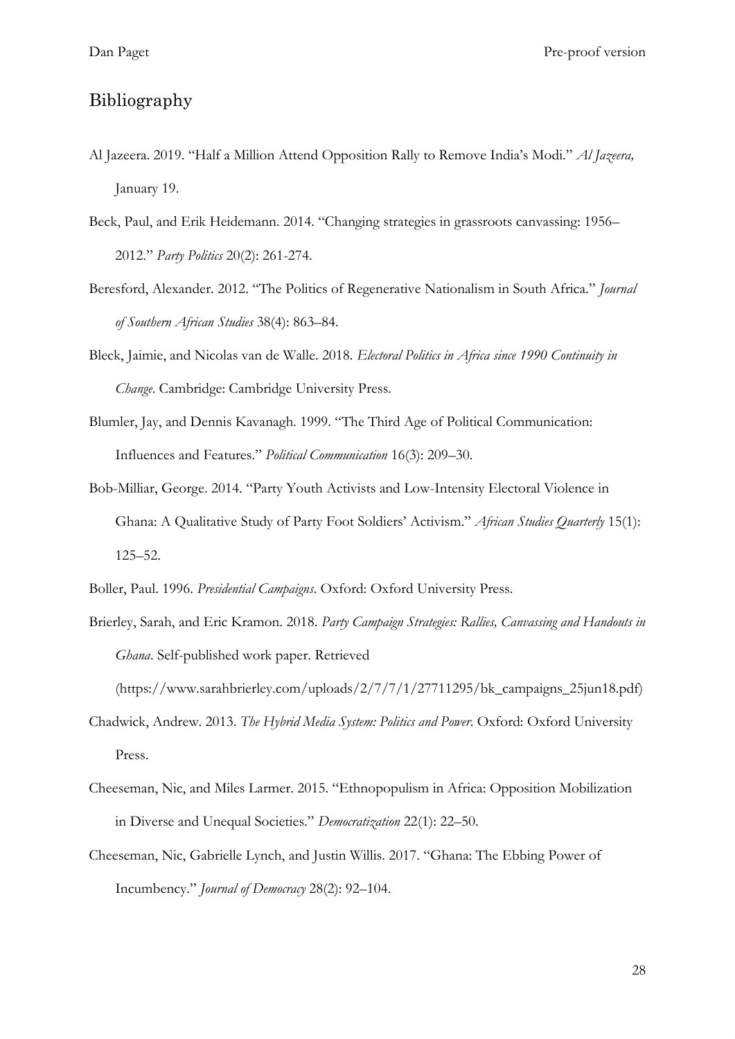## Bibliography

Al Jazeera. 2019. "Half a Million Attend Opposition Rally to Remove India's Modi." *Al Jazeera,* January 19.

Beck, Paul, and Erik Heidemann. 2014. "Changing strategies in grassroots canvassing: 1956–2012." *Party Politics* 20(2): 261-274.

Beresford, Alexander. 2012. "The Politics of Regenerative Nationalism in South Africa." *Journal of Southern African Studies* 38(4): 863–84.

Bleck, Jaimie, and Nicolas van de Walle. 2018. *Electoral Politics in Africa since 1990 Continuity in Change*. Cambridge: Cambridge University Press.

Blumler, Jay, and Dennis Kavanagh. 1999. "The Third Age of Political Communication: Influences and Features." *Political Communication* 16(3): 209–30.

Bob-Milliar, George. 2014. "Party Youth Activists and Low-Intensity Electoral Violence in Ghana: A Qualitative Study of Party Foot Soldiers' Activism." *African Studies Quarterly* 15(1): 125–52.

Boller, Paul. 1996. *Presidential Campaigns*. Oxford: Oxford University Press.

Brierley, Sarah, and Eric Kramon. 2018. *Party Campaign Strategies: Rallies, Canvassing and Handouts in Ghana*. Self-published work paper. Retrieved (https://www.sarahbrierley.com/uploads/2/7/7/1/27711295/bk_campaigns_25jun18.pdf)

Chadwick, Andrew. 2013. *The Hybrid Media System: Politics and Power*. Oxford: Oxford University Press.

Cheeseman, Nic, and Miles Larmer. 2015. "Ethnopopulism in Africa: Opposition Mobilization in Diverse and Unequal Societies." *Democratization* 22(1): 22–50.

Cheeseman, Nic, Gabrielle Lynch, and Justin Willis. 2017. "Ghana: The Ebbing Power of Incumbency." *Journal of Democracy* 28(2): 92–104.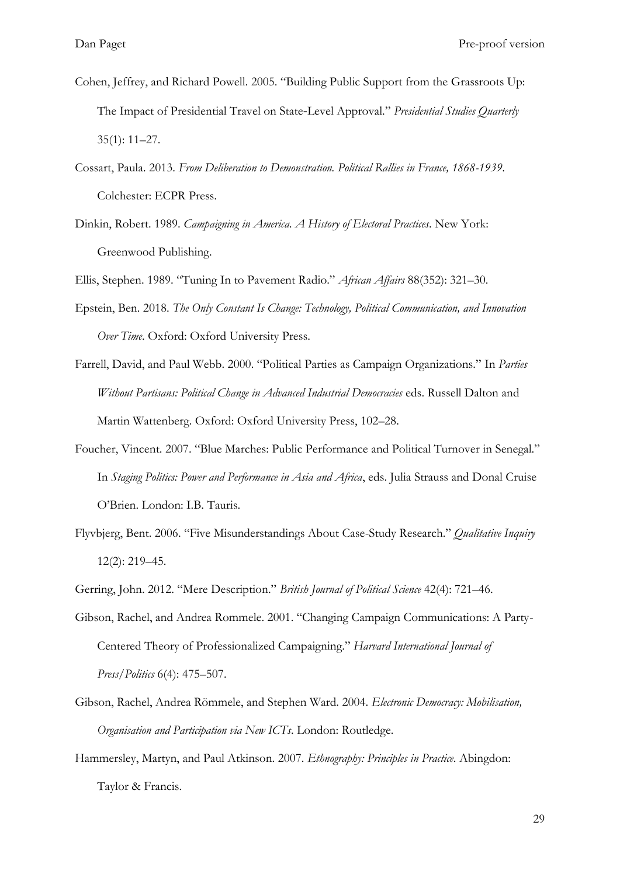Cohen, Jeffrey, and Richard Powell. 2005. "Building Public Support from the Grassroots Up: The Impact of Presidential Travel on State-Level Approval." *Presidential Studies Quarterly* 35(1): 11–27.

Cossart, Paula. 2013. *From Deliberation to Demonstration. Political Rallies in France, 1868-1939*. Colchester: ECPR Press.

Dinkin, Robert. 1989. *Campaigning in America. A History of Electoral Practices*. New York: Greenwood Publishing.

Ellis, Stephen. 1989. "Tuning In to Pavement Radio." *African Affairs* 88(352): 321–30.

Epstein, Ben. 2018. *The Only Constant Is Change: Technology, Political Communication, and Innovation Over Time*. Oxford: Oxford University Press.

Farrell, David, and Paul Webb. 2000. "Political Parties as Campaign Organizations." In *Parties Without Partisans: Political Change in Advanced Industrial Democracies* eds. Russell Dalton and Martin Wattenberg. Oxford: Oxford University Press, 102–28.

Foucher, Vincent. 2007. "Blue Marches: Public Performance and Political Turnover in Senegal." In *Staging Politics: Power and Performance in Asia and Africa*, eds. Julia Strauss and Donal Cruise O'Brien. London: I.B. Tauris.

Flyvbjerg, Bent. 2006. "Five Misunderstandings About Case-Study Research." *Qualitative Inquiry* 12(2): 219–45.

Gerring, John. 2012. "Mere Description." *British Journal of Political Science* 42(4): 721–46.

Gibson, Rachel, and Andrea Rommele. 2001. "Changing Campaign Communications: A Party-Centered Theory of Professionalized Campaigning." *Harvard International Journal of Press/Politics* 6(4): 475–507.

Gibson, Rachel, Andrea Römmele, and Stephen Ward. 2004. *Electronic Democracy: Mobilisation, Organisation and Participation via New ICTs*. London: Routledge.

Hammersley, Martyn, and Paul Atkinson. 2007. *Ethnography: Principles in Practice*. Abingdon: Taylor & Francis.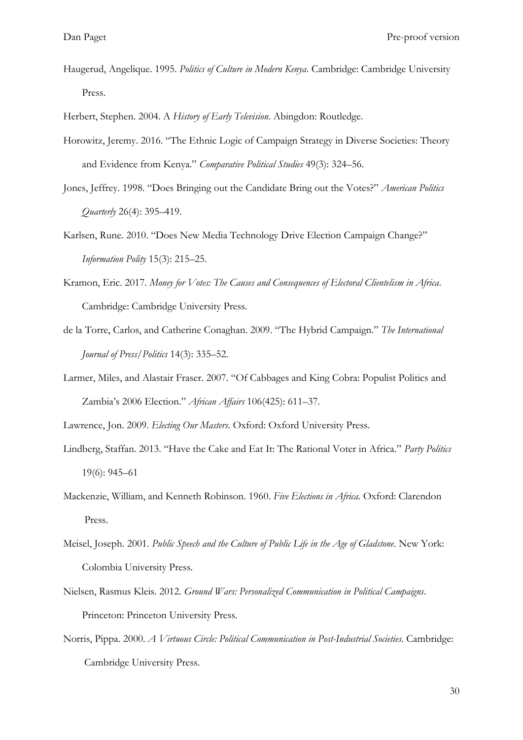Haugerud, Angelique. 1995. *Politics of Culture in Modern Kenya*. Cambridge: Cambridge University Press.

Herbert, Stephen. 2004. A *History of Early Television*. Abingdon: Routledge.

Horowitz, Jeremy. 2016. "The Ethnic Logic of Campaign Strategy in Diverse Societies: Theory and Evidence from Kenya." *Comparative Political Studies* 49(3): 324–56.

Jones, Jeffrey. 1998. "Does Bringing out the Candidate Bring out the Votes?" *American Politics Quarterly* 26(4): 395–419.

Karlsen, Rune. 2010. "Does New Media Technology Drive Election Campaign Change?" *Information Polity* 15(3): 215–25.

Kramon, Eric. 2017. *Money for Votes: The Causes and Consequences of Electoral Clientelism in Africa*. Cambridge: Cambridge University Press.

de la Torre, Carlos, and Catherine Conaghan. 2009. "The Hybrid Campaign." *The International Journal of Press/Politics* 14(3): 335–52.

Larmer, Miles, and Alastair Fraser. 2007. "Of Cabbages and King Cobra: Populist Politics and Zambia's 2006 Election." *African Affairs* 106(425): 611–37.

Lawrence, Jon. 2009. *Electing Our Masters*. Oxford: Oxford University Press.

Lindberg, Staffan. 2013. "Have the Cake and Eat It: The Rational Voter in Africa." *Party Politics* 19(6): 945–61

Mackenzie, William, and Kenneth Robinson. 1960. *Five Elections in Africa*. Oxford: Clarendon Press.

Meisel, Joseph. 2001. *Public Speech and the Culture of Public Life in the Age of Gladstone*. New York: Colombia University Press.

Nielsen, Rasmus Kleis. 2012. *Ground Wars: Personalized Communication in Political Campaigns*. Princeton: Princeton University Press.

Norris, Pippa. 2000. *A Virtuous Circle: Political Communication in Post-Industrial Societies*. Cambridge: Cambridge University Press.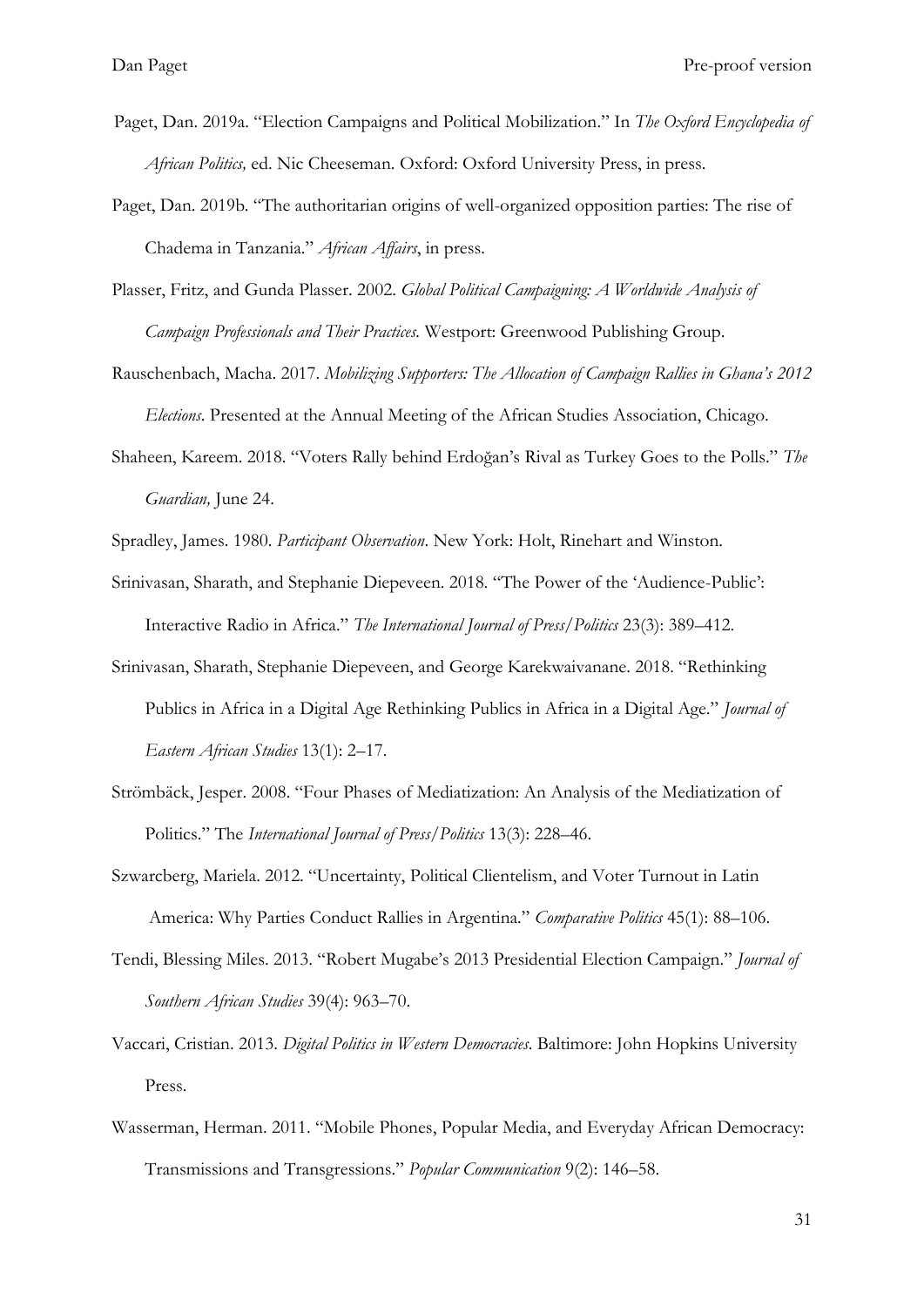Paget, Dan. 2019a. "Election Campaigns and Political Mobilization." In *The Oxford Encyclopedia of African Politics,* ed. Nic Cheeseman. Oxford: Oxford University Press, in press.

Paget, Dan. 2019b. "The authoritarian origins of well-organized opposition parties: The rise of Chadema in Tanzania." *African Affairs*, in press.

Plasser, Fritz, and Gunda Plasser. 2002. *Global Political Campaigning: A Worldwide Analysis of Campaign Professionals and Their Practices.* Westport: Greenwood Publishing Group.

Rauschenbach, Macha. 2017. *Mobilizing Supporters: The Allocation of Campaign Rallies in Ghana's 2012 Elections*. Presented at the Annual Meeting of the African Studies Association, Chicago.

Shaheen, Kareem. 2018. "Voters Rally behind Erdoğan's Rival as Turkey Goes to the Polls." *The Guardian,* June 24.

Spradley, James. 1980. *Participant Observation*. New York: Holt, Rinehart and Winston.

Srinivasan, Sharath, and Stephanie Diepeveen. 2018. "The Power of the 'Audience-Public': Interactive Radio in Africa." *The International Journal of Press/Politics* 23(3): 389–412.

Srinivasan, Sharath, Stephanie Diepeveen, and George Karekwaivanane. 2018. "Rethinking Publics in Africa in a Digital Age Rethinking Publics in Africa in a Digital Age." *Journal of Eastern African Studies* 13(1): 2–17.

Strömbäck, Jesper. 2008. "Four Phases of Mediatization: An Analysis of the Mediatization of Politics." The *International Journal of Press/Politics* 13(3): 228–46.

Szwarcberg, Mariela. 2012. "Uncertainty, Political Clientelism, and Voter Turnout in Latin America: Why Parties Conduct Rallies in Argentina." *Comparative Politics* 45(1): 88–106.

Tendi, Blessing Miles. 2013. "Robert Mugabe's 2013 Presidential Election Campaign." *Journal of Southern African Studies* 39(4): 963–70.

Vaccari, Cristian. 2013. *Digital Politics in Western Democracies*. Baltimore: John Hopkins University Press.

Wasserman, Herman. 2011. "Mobile Phones, Popular Media, and Everyday African Democracy: Transmissions and Transgressions." *Popular Communication* 9(2): 146–58.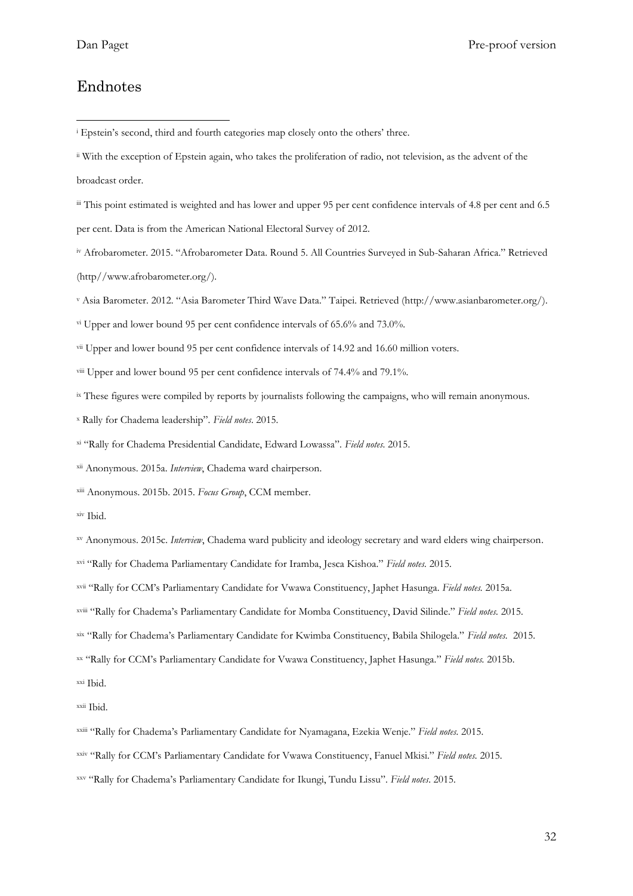## Endnotes

[i] Epstein's second, third and fourth categories map closely onto the others' three.

[ii] With the exception of Epstein again, who takes the proliferation of radio, not television, as the advent of the broadcast order.

[iii] This point estimated is weighted and has lower and upper 95 per cent confidence intervals of 4.8 per cent and 6.5 per cent. Data is from the American National Electoral Survey of 2012.

[iv] Afrobarometer. 2015. "Afrobarometer Data. Round 5. All Countries Surveyed in Sub-Saharan Africa." Retrieved (http//www.afrobarometer.org/).

[v] Asia Barometer. 2012. "Asia Barometer Third Wave Data." Taipei. Retrieved (http://www.asianbarometer.org/).

[vi] Upper and lower bound 95 per cent confidence intervals of 65.6% and 73.0%.

[vii] Upper and lower bound 95 per cent confidence intervals of 14.92 and 16.60 million voters.

[viii] Upper and lower bound 95 per cent confidence intervals of 74.4% and 79.1%.

[ix] These figures were compiled by reports by journalists following the campaigns, who will remain anonymous.

[x] Rally for Chadema leadership". *Field notes*. 2015.

[xi] "Rally for Chadema Presidential Candidate, Edward Lowassa". *Field notes.* 2015.

[xii] Anonymous. 2015a. *Interview*, Chadema ward chairperson.

[xiii] Anonymous. 2015b. 2015. *Focus Group*, CCM member.

[xiv] Ibid.

[xv] Anonymous. 2015c. *Interview*, Chadema ward publicity and ideology secretary and ward elders wing chairperson.

[xvi] "Rally for Chadema Parliamentary Candidate for Iramba, Jesca Kishoa." *Field notes.* 2015.

[xvii] "Rally for CCM's Parliamentary Candidate for Vwawa Constituency, Japhet Hasunga. *Field notes.* 2015a.

[xviii] "Rally for Chadema's Parliamentary Candidate for Momba Constituency, David Silinde." *Field notes.* 2015.

[xix] "Rally for Chadema's Parliamentary Candidate for Kwimba Constituency, Babila Shilogela." *Field notes.* 2015.

[xx] "Rally for CCM's Parliamentary Candidate for Vwawa Constituency, Japhet Hasunga." *Field notes.* 2015b.

[xxi] Ibid.

[xxii] Ibid.

[xxiii] "Rally for Chadema's Parliamentary Candidate for Nyamagana, Ezekia Wenje." *Field notes.* 2015.

[xxiv] "Rally for CCM's Parliamentary Candidate for Vwawa Constituency, Fanuel Mkisi." *Field notes.* 2015.

[xxv] "Rally for Chadema's Parliamentary Candidate for Ikungi, Tundu Lissu". *Field notes*. 2015.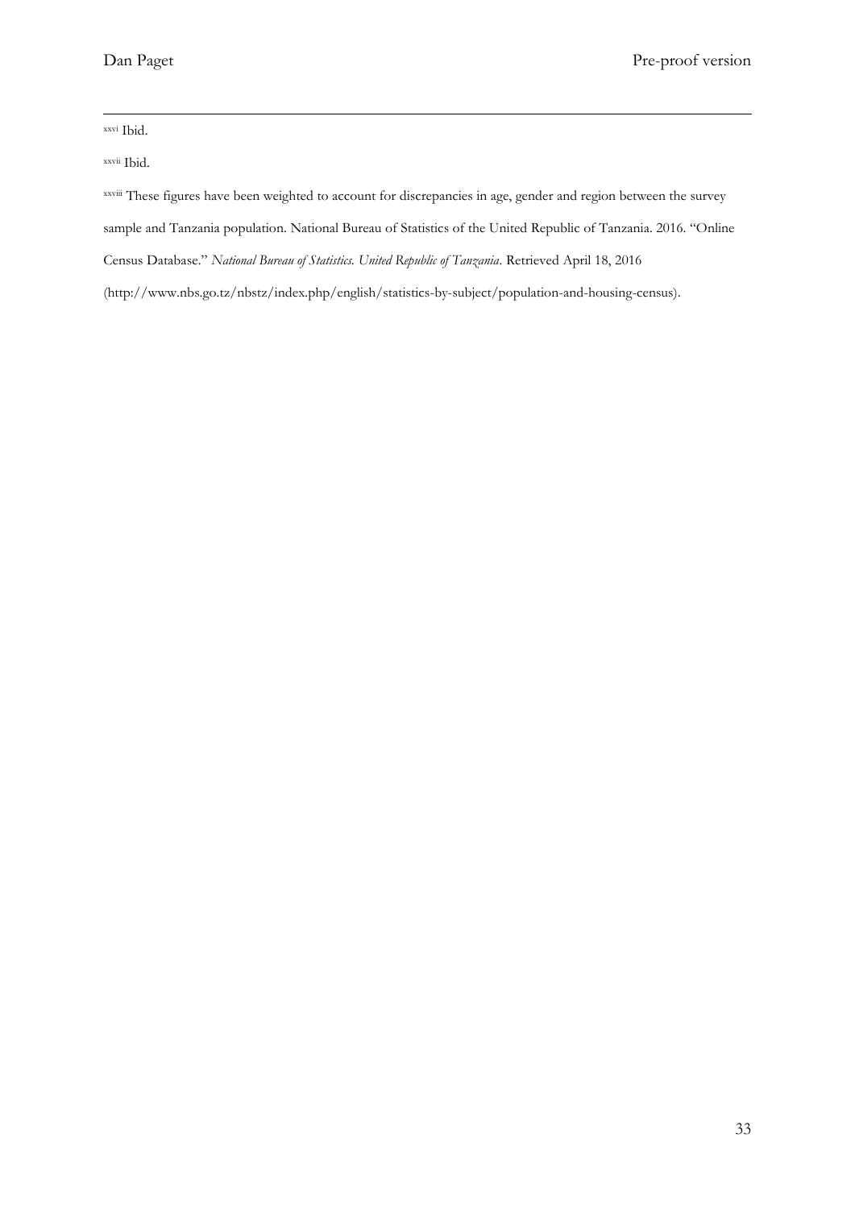[xxvi] Ibid.

[xxvii] Ibid.

[xxviii] These figures have been weighted to account for discrepancies in age, gender and region between the survey sample and Tanzania population. National Bureau of Statistics of the United Republic of Tanzania. 2016. "Online Census Database." *National Bureau of Statistics. United Republic of Tanzania*. Retrieved April 18, 2016 (http://www.nbs.go.tz/nbstz/index.php/english/statistics-by-subject/population-and-housing-census).